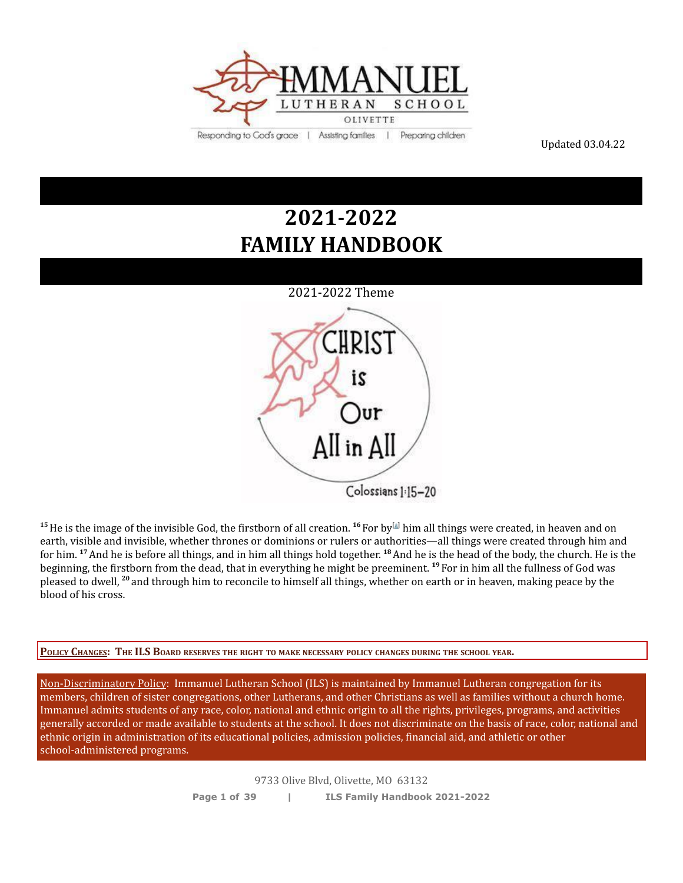IMMANUEL LUTHERAN SCHOOL
OLIVETTE

Responding to God's grace | Assisting families | Preparing children

Updated 03.04.22

# 2021-2022
# FAMILY HANDBOOK

2021-2022 Theme

CHRIST is Our All in All

Colossians 1:15–20

15 He is the image of the invisible God, the firstborn of all creation. 16 For by[a] him all things were created, in heaven and on earth, visible and invisible, whether thrones or dominions or rulers or authorities—all things were created through him and for him. 17 And he is before all things, and in him all things hold together. 18 And he is the head of the body, the church. He is the beginning, the firstborn from the dead, that in everything he might be preeminent. 19 For in him all the fullness of God was pleased to dwell, 20 and through him to reconcile to himself all things, whether on earth or in heaven, making peace by the blood of his cross.

**POLICY CHANGES: THE ILS BOARD RESERVES THE RIGHT TO MAKE NECESSARY POLICY CHANGES DURING THE SCHOOL YEAR.**

Non-Discriminatory Policy: Immanuel Lutheran School (ILS) is maintained by Immanuel Lutheran congregation for its members, children of sister congregations, other Lutherans, and other Christians as well as families without a church home. Immanuel admits students of any race, color, national and ethnic origin to all the rights, privileges, programs, and activities generally accorded or made available to students at the school. It does not discriminate on the basis of race, color, national and ethnic origin in administration of its educational policies, admission policies, financial aid, and athletic or other school-administered programs.

9733 Olive Blvd, Olivette, MO 63132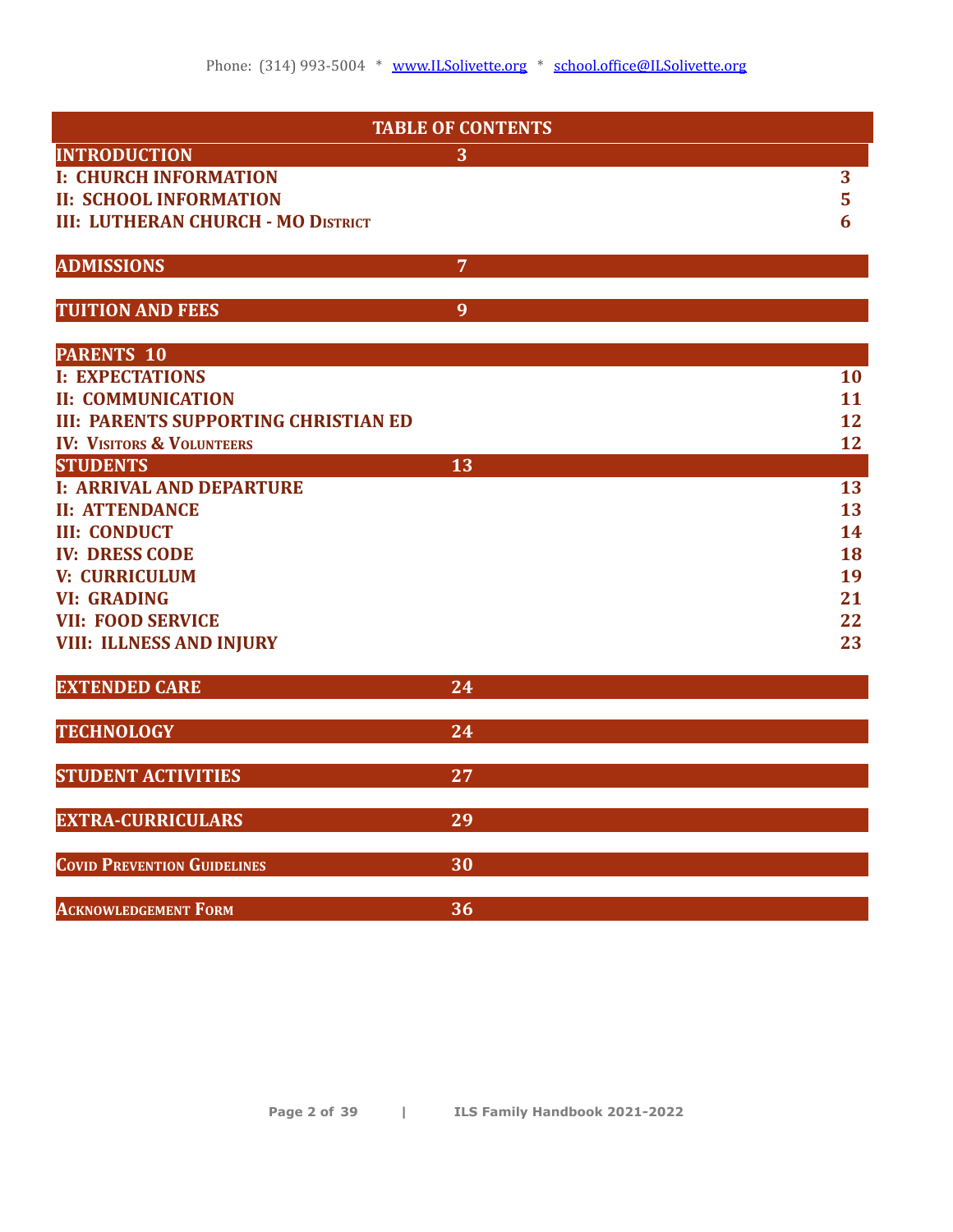Phone: (314) 993-5004 * www.ILSolivette.org * school.office@ILSolivette.org

| TABLE OF CONTENTS | | |
|---|---|---|
| **INTRODUCTION** | **3** | |
| I: CHURCH INFORMATION | | 3 |
| II: SCHOOL INFORMATION | | 5 |
| III: LUTHERAN CHURCH - MO DISTRICT | | 6 |
| **ADMISSIONS** | **7** | |
| **TUITION AND FEES** | **9** | |
| **PARENTS 10** | | |
| I: EXPECTATIONS | | 10 |
| II: COMMUNICATION | | 11 |
| III: PARENTS SUPPORTING CHRISTIAN ED | | 12 |
| IV: VISITORS & VOLUNTEERS | | 12 |
| **STUDENTS** | **13** | |
| I: ARRIVAL AND DEPARTURE | | 13 |
| II: ATTENDANCE | | 13 |
| III: CONDUCT | | 14 |
| IV: DRESS CODE | | 18 |
| V: CURRICULUM | | 19 |
| VI: GRADING | | 21 |
| VII: FOOD SERVICE | | 22 |
| VIII: ILLNESS AND INJURY | | 23 |
| **EXTENDED CARE** | **24** | |
| **TECHNOLOGY** | **24** | |
| **STUDENT ACTIVITIES** | **27** | |
| **EXTRA-CURRICULARS** | **29** | |
| **COVID PREVENTION GUIDELINES** | **30** | |
| **ACKNOWLEDGEMENT FORM** | **36** | |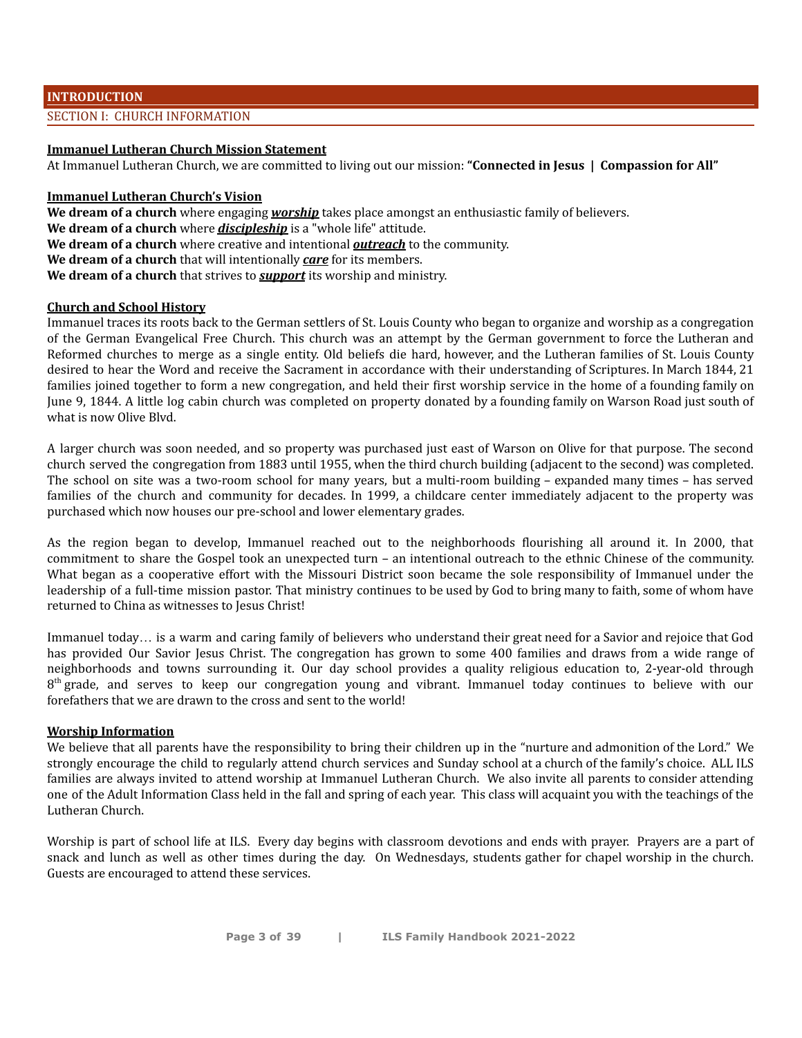# INTRODUCTION

## SECTION I: CHURCH INFORMATION

### Immanuel Lutheran Church Mission Statement

At Immanuel Lutheran Church, we are committed to living out our mission: **"Connected in Jesus | Compassion for All"**

### Immanuel Lutheran Church's Vision

**We dream of a church** where engaging ***worship*** takes place amongst an enthusiastic family of believers.
**We dream of a church** where ***discipleship*** is a "whole life" attitude.
**We dream of a church** where creative and intentional ***outreach*** to the community.
**We dream of a church** that will intentionally ***care*** for its members.
**We dream of a church** that strives to ***support*** its worship and ministry.

### Church and School History

Immanuel traces its roots back to the German settlers of St. Louis County who began to organize and worship as a congregation of the German Evangelical Free Church. This church was an attempt by the German government to force the Lutheran and Reformed churches to merge as a single entity. Old beliefs die hard, however, and the Lutheran families of St. Louis County desired to hear the Word and receive the Sacrament in accordance with their understanding of Scriptures. In March 1844, 21 families joined together to form a new congregation, and held their first worship service in the home of a founding family on June 9, 1844. A little log cabin church was completed on property donated by a founding family on Warson Road just south of what is now Olive Blvd.

A larger church was soon needed, and so property was purchased just east of Warson on Olive for that purpose. The second church served the congregation from 1883 until 1955, when the third church building (adjacent to the second) was completed. The school on site was a two-room school for many years, but a multi-room building – expanded many times – has served families of the church and community for decades. In 1999, a childcare center immediately adjacent to the property was purchased which now houses our pre-school and lower elementary grades.

As the region began to develop, Immanuel reached out to the neighborhoods flourishing all around it. In 2000, that commitment to share the Gospel took an unexpected turn – an intentional outreach to the ethnic Chinese of the community. What began as a cooperative effort with the Missouri District soon became the sole responsibility of Immanuel under the leadership of a full-time mission pastor. That ministry continues to be used by God to bring many to faith, some of whom have returned to China as witnesses to Jesus Christ!

Immanuel today… is a warm and caring family of believers who understand their great need for a Savior and rejoice that God has provided Our Savior Jesus Christ. The congregation has grown to some 400 families and draws from a wide range of neighborhoods and towns surrounding it. Our day school provides a quality religious education to, 2-year-old through 8th grade, and serves to keep our congregation young and vibrant. Immanuel today continues to believe with our forefathers that we are drawn to the cross and sent to the world!

### Worship Information

We believe that all parents have the responsibility to bring their children up in the "nurture and admonition of the Lord." We strongly encourage the child to regularly attend church services and Sunday school at a church of the family's choice. ALL ILS families are always invited to attend worship at Immanuel Lutheran Church. We also invite all parents to consider attending one of the Adult Information Class held in the fall and spring of each year. This class will acquaint you with the teachings of the Lutheran Church.

Worship is part of school life at ILS. Every day begins with classroom devotions and ends with prayer. Prayers are a part of snack and lunch as well as other times during the day. On Wednesdays, students gather for chapel worship in the church. Guests are encouraged to attend these services.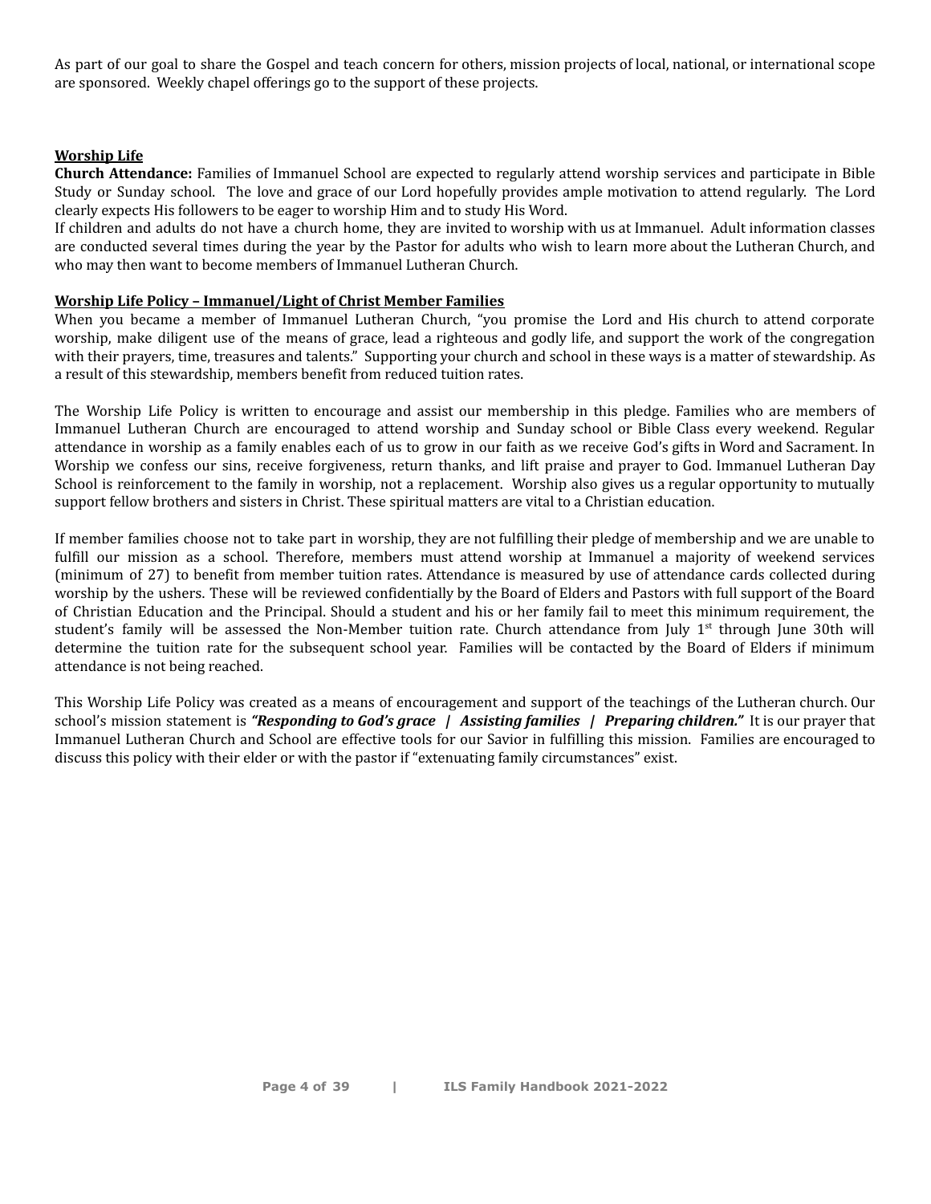As part of our goal to share the Gospel and teach concern for others, mission projects of local, national, or international scope are sponsored. Weekly chapel offerings go to the support of these projects.

## Worship Life

**Church Attendance:** Families of Immanuel School are expected to regularly attend worship services and participate in Bible Study or Sunday school. The love and grace of our Lord hopefully provides ample motivation to attend regularly. The Lord clearly expects His followers to be eager to worship Him and to study His Word.

If children and adults do not have a church home, they are invited to worship with us at Immanuel. Adult information classes are conducted several times during the year by the Pastor for adults who wish to learn more about the Lutheran Church, and who may then want to become members of Immanuel Lutheran Church.

## Worship Life Policy – Immanuel/Light of Christ Member Families

When you became a member of Immanuel Lutheran Church, "you promise the Lord and His church to attend corporate worship, make diligent use of the means of grace, lead a righteous and godly life, and support the work of the congregation with their prayers, time, treasures and talents." Supporting your church and school in these ways is a matter of stewardship. As a result of this stewardship, members benefit from reduced tuition rates.

The Worship Life Policy is written to encourage and assist our membership in this pledge. Families who are members of Immanuel Lutheran Church are encouraged to attend worship and Sunday school or Bible Class every weekend. Regular attendance in worship as a family enables each of us to grow in our faith as we receive God's gifts in Word and Sacrament. In Worship we confess our sins, receive forgiveness, return thanks, and lift praise and prayer to God. Immanuel Lutheran Day School is reinforcement to the family in worship, not a replacement. Worship also gives us a regular opportunity to mutually support fellow brothers and sisters in Christ. These spiritual matters are vital to a Christian education.

If member families choose not to take part in worship, they are not fulfilling their pledge of membership and we are unable to fulfill our mission as a school. Therefore, members must attend worship at Immanuel a majority of weekend services (minimum of 27) to benefit from member tuition rates. Attendance is measured by use of attendance cards collected during worship by the ushers. These will be reviewed confidentially by the Board of Elders and Pastors with full support of the Board of Christian Education and the Principal. Should a student and his or her family fail to meet this minimum requirement, the student's family will be assessed the Non-Member tuition rate. Church attendance from July 1st through June 30th will determine the tuition rate for the subsequent school year. Families will be contacted by the Board of Elders if minimum attendance is not being reached.

This Worship Life Policy was created as a means of encouragement and support of the teachings of the Lutheran church. Our school's mission statement is ***"Responding to God's grace | Assisting families | Preparing children."*** It is our prayer that Immanuel Lutheran Church and School are effective tools for our Savior in fulfilling this mission. Families are encouraged to discuss this policy with their elder or with the pastor if "extenuating family circumstances" exist.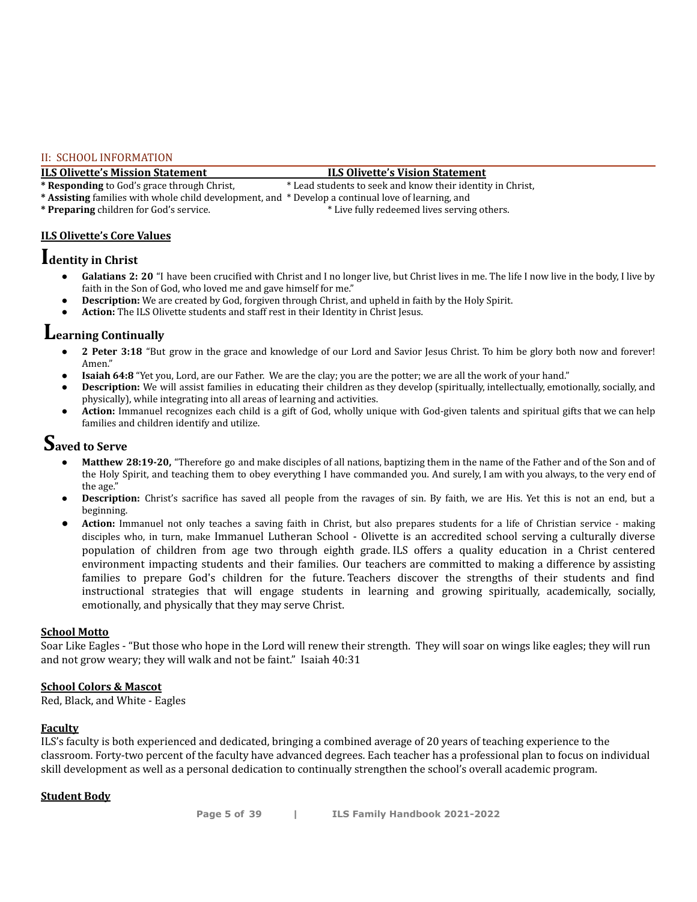## II: SCHOOL INFORMATION

**ILS Olivette's Mission Statement**

* **Responding** to God's grace through Christ,
* **Assisting** families with whole child development, and
* **Preparing** children for God's service.

**ILS Olivette's Vision Statement**

* Lead students to seek and know their identity in Christ,
* Develop a continual love of learning, and
* Live fully redeemed lives serving others.

### ILS Olivette's Core Values

### Identity in Christ

- **Galatians 2: 20** "I have been crucified with Christ and I no longer live, but Christ lives in me. The life I now live in the body, I live by faith in the Son of God, who loved me and gave himself for me."
- **Description:** We are created by God, forgiven through Christ, and upheld in faith by the Holy Spirit.
- **Action:** The ILS Olivette students and staff rest in their Identity in Christ Jesus.

### Learning Continually

- **2 Peter 3:18** "But grow in the grace and knowledge of our Lord and Savior Jesus Christ. To him be glory both now and forever! Amen."
- **Isaiah 64:8** "Yet you, Lord, are our Father. We are the clay; you are the potter; we are all the work of your hand."
- **Description:** We will assist families in educating their children as they develop (spiritually, intellectually, emotionally, socially, and physically), while integrating into all areas of learning and activities.
- **Action:** Immanuel recognizes each child is a gift of God, wholly unique with God-given talents and spiritual gifts that we can help families and children identify and utilize.

### Saved to Serve

- **Matthew 28:19-20,** "Therefore go and make disciples of all nations, baptizing them in the name of the Father and of the Son and of the Holy Spirit, and teaching them to obey everything I have commanded you. And surely, I am with you always, to the very end of the age."
- **Description:** Christ's sacrifice has saved all people from the ravages of sin. By faith, we are His. Yet this is not an end, but a beginning.
- **Action:** Immanuel not only teaches a saving faith in Christ, but also prepares students for a life of Christian service - making disciples who, in turn, make Immanuel Lutheran School - Olivette is an accredited school serving a culturally diverse population of children from age two through eighth grade. ILS offers a quality education in a Christ centered environment impacting students and their families. Our teachers are committed to making a difference by assisting families to prepare God's children for the future. Teachers discover the strengths of their students and find instructional strategies that will engage students in learning and growing spiritually, academically, socially, emotionally, and physically that they may serve Christ.

### School Motto

Soar Like Eagles - "But those who hope in the Lord will renew their strength. They will soar on wings like eagles; they will run and not grow weary; they will walk and not be faint." Isaiah 40:31

### School Colors & Mascot

Red, Black, and White - Eagles

### Faculty

ILS's faculty is both experienced and dedicated, bringing a combined average of 20 years of teaching experience to the classroom. Forty-two percent of the faculty have advanced degrees. Each teacher has a professional plan to focus on individual skill development as well as a personal dedication to continually strengthen the school's overall academic program.

### Student Body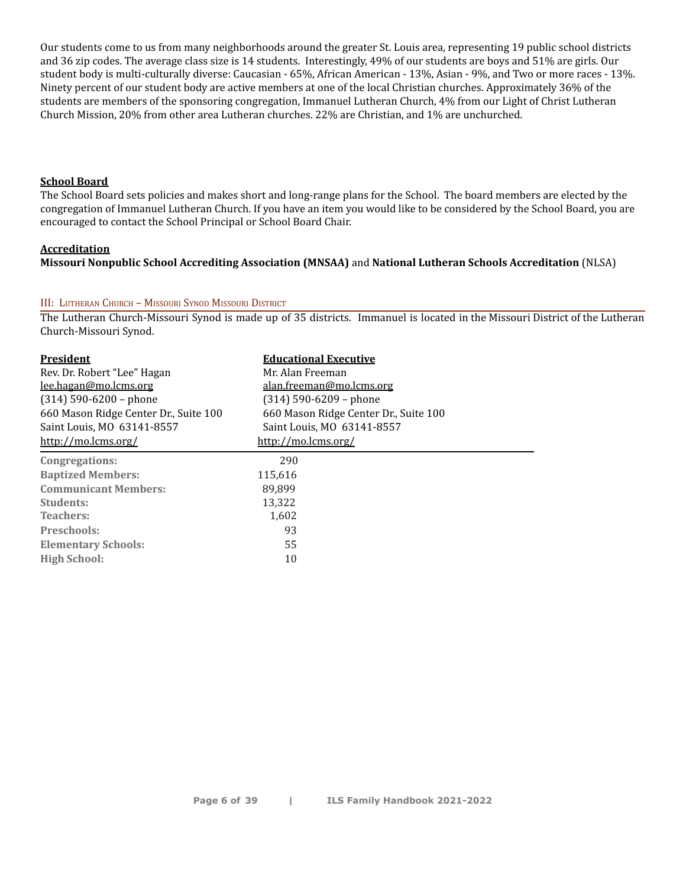Our students come to us from many neighborhoods around the greater St. Louis area, representing 19 public school districts and 36 zip codes. The average class size is 14 students. Interestingly, 49% of our students are boys and 51% are girls. Our student body is multi-culturally diverse: Caucasian - 65%, African American - 13%, Asian - 9%, and Two or more races - 13%. Ninety percent of our student body are active members at one of the local Christian churches. Approximately 36% of the students are members of the sponsoring congregation, Immanuel Lutheran Church, 4% from our Light of Christ Lutheran Church Mission, 20% from other area Lutheran churches. 22% are Christian, and 1% are unchurched.

**School Board**

The School Board sets policies and makes short and long-range plans for the School. The board members are elected by the congregation of Immanuel Lutheran Church. If you have an item you would like to be considered by the School Board, you are encouraged to contact the School Principal or School Board Chair.

**Accreditation**

**Missouri Nonpublic School Accrediting Association (MNSAA)** and **National Lutheran Schools Accreditation** (NLSA)

## III: Lutheran Church – Missouri Synod Missouri District

The Lutheran Church-Missouri Synod is made up of 35 districts. Immanuel is located in the Missouri District of the Lutheran Church-Missouri Synod.

| **President** | **Educational Executive** |
|---|---|
| Rev. Dr. Robert "Lee" Hagan | Mr. Alan Freeman |
| lee.hagan@mo.lcms.org | alan.freeman@mo.lcms.org |
| (314) 590-6200 – phone | (314) 590-6209 – phone |
| 660 Mason Ridge Center Dr., Suite 100 | 660 Mason Ridge Center Dr., Suite 100 |
| Saint Louis, MO 63141-8557 | Saint Louis, MO 63141-8557 |
| http://mo.lcms.org/ | http://mo.lcms.org/ |

| | |
|---|---|
| **Congregations:** | 290 |
| **Baptized Members:** | 115,616 |
| **Communicant Members:** | 89,899 |
| **Students:** | 13,322 |
| **Teachers:** | 1,602 |
| **Preschools:** | 93 |
| **Elementary Schools:** | 55 |
| **High School:** | 10 |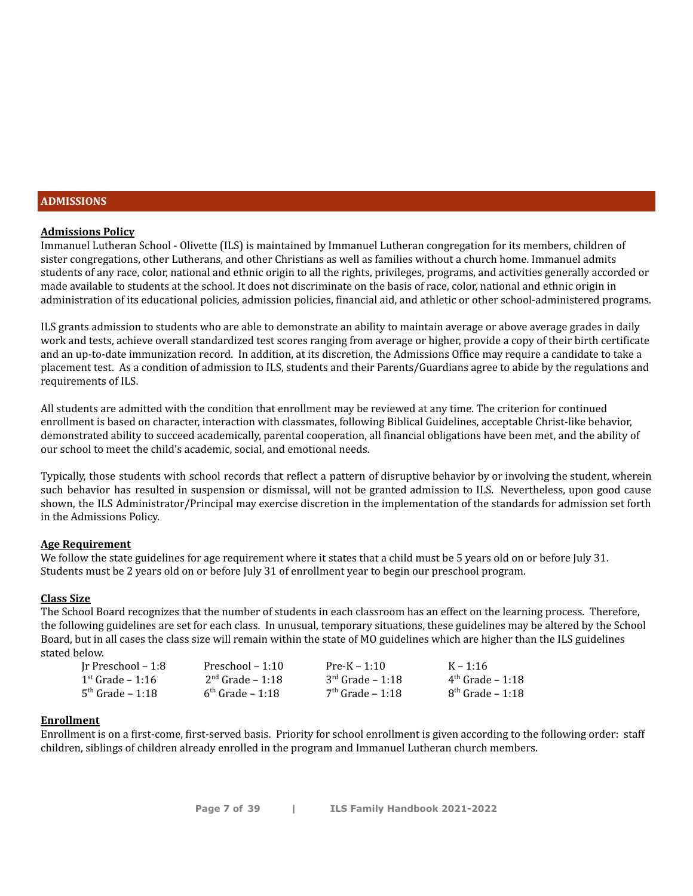# ADMISSIONS

## Admissions Policy

Immanuel Lutheran School - Olivette (ILS) is maintained by Immanuel Lutheran congregation for its members, children of sister congregations, other Lutherans, and other Christians as well as families without a church home. Immanuel admits students of any race, color, national and ethnic origin to all the rights, privileges, programs, and activities generally accorded or made available to students at the school. It does not discriminate on the basis of race, color, national and ethnic origin in administration of its educational policies, admission policies, financial aid, and athletic or other school-administered programs.

ILS grants admission to students who are able to demonstrate an ability to maintain average or above average grades in daily work and tests, achieve overall standardized test scores ranging from average or higher, provide a copy of their birth certificate and an up-to-date immunization record. In addition, at its discretion, the Admissions Office may require a candidate to take a placement test. As a condition of admission to ILS, students and their Parents/Guardians agree to abide by the regulations and requirements of ILS.

All students are admitted with the condition that enrollment may be reviewed at any time. The criterion for continued enrollment is based on character, interaction with classmates, following Biblical Guidelines, acceptable Christ-like behavior, demonstrated ability to succeed academically, parental cooperation, all financial obligations have been met, and the ability of our school to meet the child's academic, social, and emotional needs.

Typically, those students with school records that reflect a pattern of disruptive behavior by or involving the student, wherein such behavior has resulted in suspension or dismissal, will not be granted admission to ILS. Nevertheless, upon good cause shown, the ILS Administrator/Principal may exercise discretion in the implementation of the standards for admission set forth in the Admissions Policy.

## Age Requirement

We follow the state guidelines for age requirement where it states that a child must be 5 years old on or before July 31. Students must be 2 years old on or before July 31 of enrollment year to begin our preschool program.

## Class Size

The School Board recognizes that the number of students in each classroom has an effect on the learning process. Therefore, the following guidelines are set for each class. In unusual, temporary situations, these guidelines may be altered by the School Board, but in all cases the class size will remain within the state of MO guidelines which are higher than the ILS guidelines stated below.

| | | | |
|---|---|---|---|
| Jr Preschool – 1:8 | Preschool – 1:10 | Pre-K – 1:10 | K – 1:16 |
| 1st Grade – 1:16 | 2nd Grade – 1:18 | 3rd Grade – 1:18 | 4th Grade – 1:18 |
| 5th Grade – 1:18 | 6th Grade – 1:18 | 7th Grade – 1:18 | 8th Grade – 1:18 |

## Enrollment

Enrollment is on a first-come, first-served basis. Priority for school enrollment is given according to the following order: staff children, siblings of children already enrolled in the program and Immanuel Lutheran church members.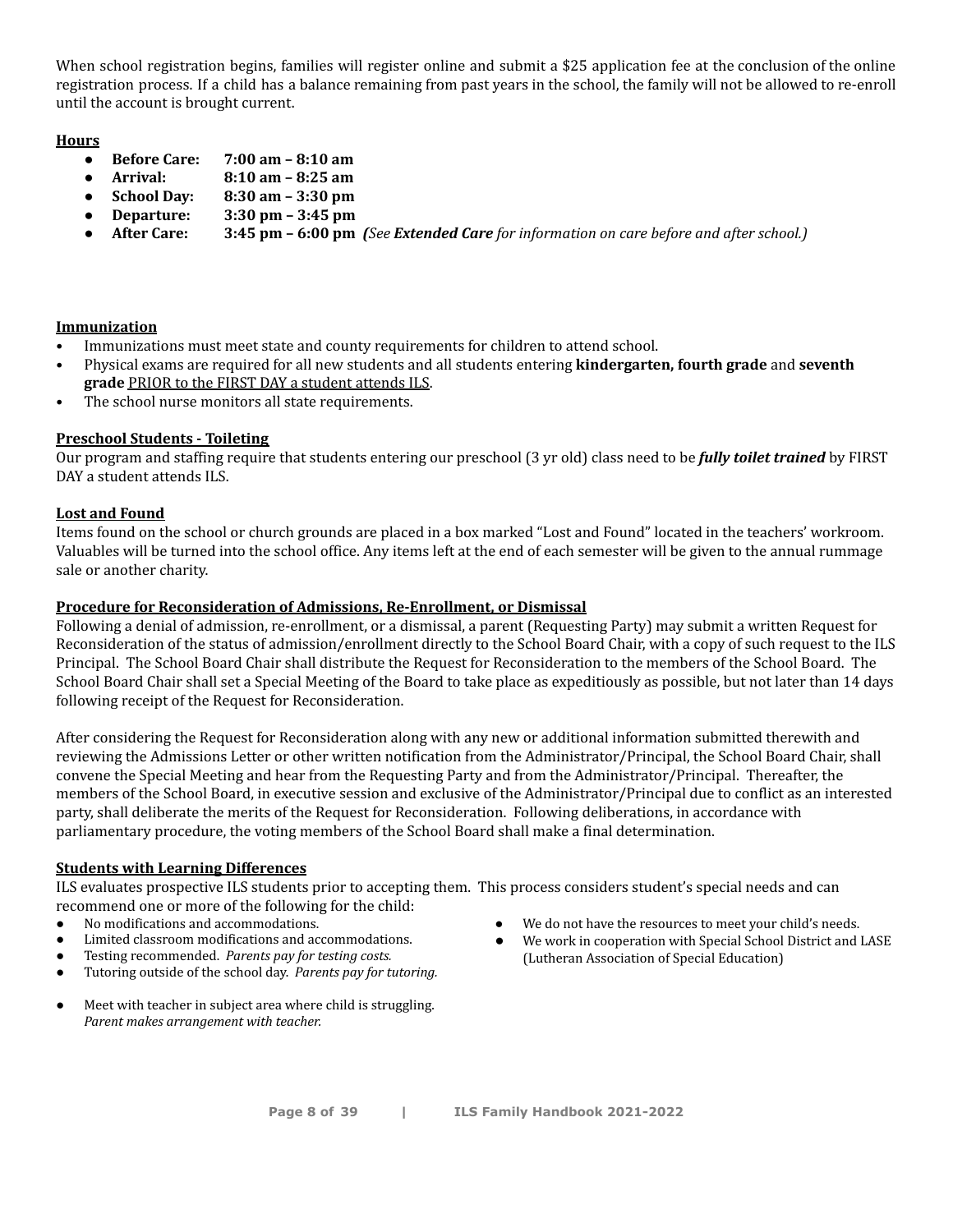When school registration begins, families will register online and submit a $25 application fee at the conclusion of the online registration process. If a child has a balance remaining from past years in the school, the family will not be allowed to re-enroll until the account is brought current.

**Hours**

- **Before Care: 7:00 am – 8:10 am**
- **Arrival: 8:10 am – 8:25 am**
- **School Day: 8:30 am – 3:30 pm**
- **Departure: 3:30 pm – 3:45 pm**
- **After Care: 3:45 pm – 6:00 pm** *(See **Extended Care** for information on care before and after school.)*

**Immunization**

- Immunizations must meet state and county requirements for children to attend school.
- Physical exams are required for all new students and all students entering **kindergarten, fourth grade** and **seventh grade** PRIOR to the FIRST DAY a student attends ILS.
- The school nurse monitors all state requirements.

**Preschool Students - Toileting**

Our program and staffing require that students entering our preschool (3 yr old) class need to be ***fully toilet trained*** by FIRST DAY a student attends ILS.

**Lost and Found**

Items found on the school or church grounds are placed in a box marked "Lost and Found" located in the teachers' workroom. Valuables will be turned into the school office. Any items left at the end of each semester will be given to the annual rummage sale or another charity.

**Procedure for Reconsideration of Admissions, Re-Enrollment, or Dismissal**

Following a denial of admission, re-enrollment, or a dismissal, a parent (Requesting Party) may submit a written Request for Reconsideration of the status of admission/enrollment directly to the School Board Chair, with a copy of such request to the ILS Principal. The School Board Chair shall distribute the Request for Reconsideration to the members of the School Board. The School Board Chair shall set a Special Meeting of the Board to take place as expeditiously as possible, but not later than 14 days following receipt of the Request for Reconsideration.

After considering the Request for Reconsideration along with any new or additional information submitted therewith and reviewing the Admissions Letter or other written notification from the Administrator/Principal, the School Board Chair, shall convene the Special Meeting and hear from the Requesting Party and from the Administrator/Principal. Thereafter, the members of the School Board, in executive session and exclusive of the Administrator/Principal due to conflict as an interested party, shall deliberate the merits of the Request for Reconsideration. Following deliberations, in accordance with parliamentary procedure, the voting members of the School Board shall make a final determination.

**Students with Learning Differences**

ILS evaluates prospective ILS students prior to accepting them. This process considers student's special needs and can recommend one or more of the following for the child:

- No modifications and accommodations.
- Limited classroom modifications and accommodations.
- Testing recommended. *Parents pay for testing costs.*
- Tutoring outside of the school day. *Parents pay for tutoring.*
- Meet with teacher in subject area where child is struggling. *Parent makes arrangement with teacher.*
- We do not have the resources to meet your child's needs.
- We work in cooperation with Special School District and LASE (Lutheran Association of Special Education)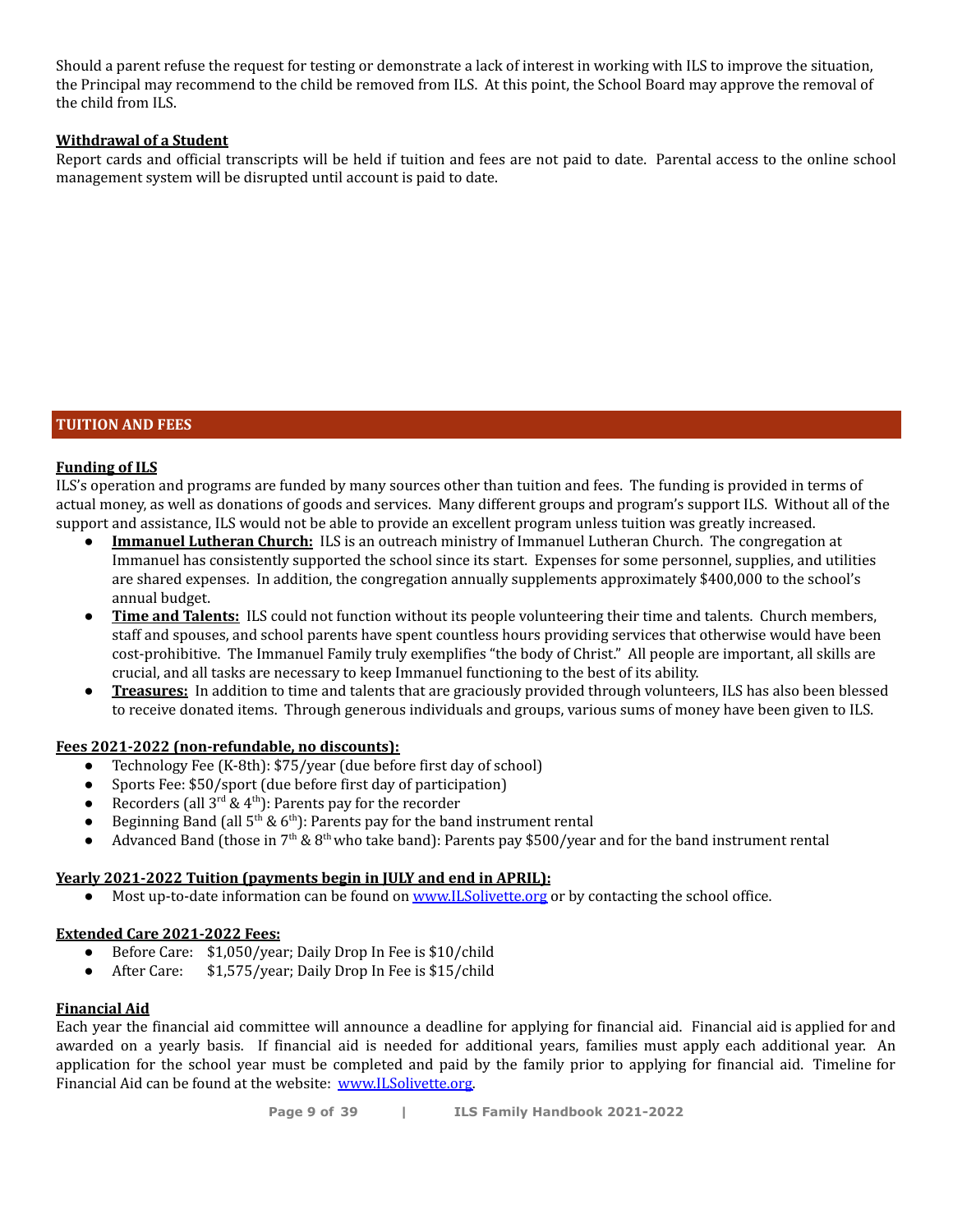Should a parent refuse the request for testing or demonstrate a lack of interest in working with ILS to improve the situation, the Principal may recommend to the child be removed from ILS. At this point, the School Board may approve the removal of the child from ILS.

**Withdrawal of a Student**

Report cards and official transcripts will be held if tuition and fees are not paid to date. Parental access to the online school management system will be disrupted until account is paid to date.

## TUITION AND FEES

**Funding of ILS**

ILS's operation and programs are funded by many sources other than tuition and fees. The funding is provided in terms of actual money, as well as donations of goods and services. Many different groups and program's support ILS. Without all of the support and assistance, ILS would not be able to provide an excellent program unless tuition was greatly increased.

- **Immanuel Lutheran Church:** ILS is an outreach ministry of Immanuel Lutheran Church. The congregation at Immanuel has consistently supported the school since its start. Expenses for some personnel, supplies, and utilities are shared expenses. In addition, the congregation annually supplements approximately $400,000 to the school's annual budget.
- **Time and Talents:** ILS could not function without its people volunteering their time and talents. Church members, staff and spouses, and school parents have spent countless hours providing services that otherwise would have been cost-prohibitive. The Immanuel Family truly exemplifies "the body of Christ." All people are important, all skills are crucial, and all tasks are necessary to keep Immanuel functioning to the best of its ability.
- **Treasures:** In addition to time and talents that are graciously provided through volunteers, ILS has also been blessed to receive donated items. Through generous individuals and groups, various sums of money have been given to ILS.

**Fees 2021-2022 (non-refundable, no discounts):**

- Technology Fee (K-8th): $75/year (due before first day of school)
- Sports Fee: $50/sport (due before first day of participation)
- Recorders (all 3rd & 4th): Parents pay for the recorder
- Beginning Band (all 5th & 6th): Parents pay for the band instrument rental
- Advanced Band (those in 7th & 8th who take band): Parents pay $500/year and for the band instrument rental

**Yearly 2021-2022 Tuition (payments begin in JULY and end in APRIL):**

- Most up-to-date information can be found on [www.ILSolivette.org](http://www.ILSolivette.org) or by contacting the school office.

**Extended Care 2021-2022 Fees:**

- Before Care: $1,050/year; Daily Drop In Fee is $10/child
- After Care: $1,575/year; Daily Drop In Fee is $15/child

**Financial Aid**

Each year the financial aid committee will announce a deadline for applying for financial aid. Financial aid is applied for and awarded on a yearly basis. If financial aid is needed for additional years, families must apply each additional year. An application for the school year must be completed and paid by the family prior to applying for financial aid. Timeline for Financial Aid can be found at the website: [www.ILSolivette.org](http://www.ILSolivette.org).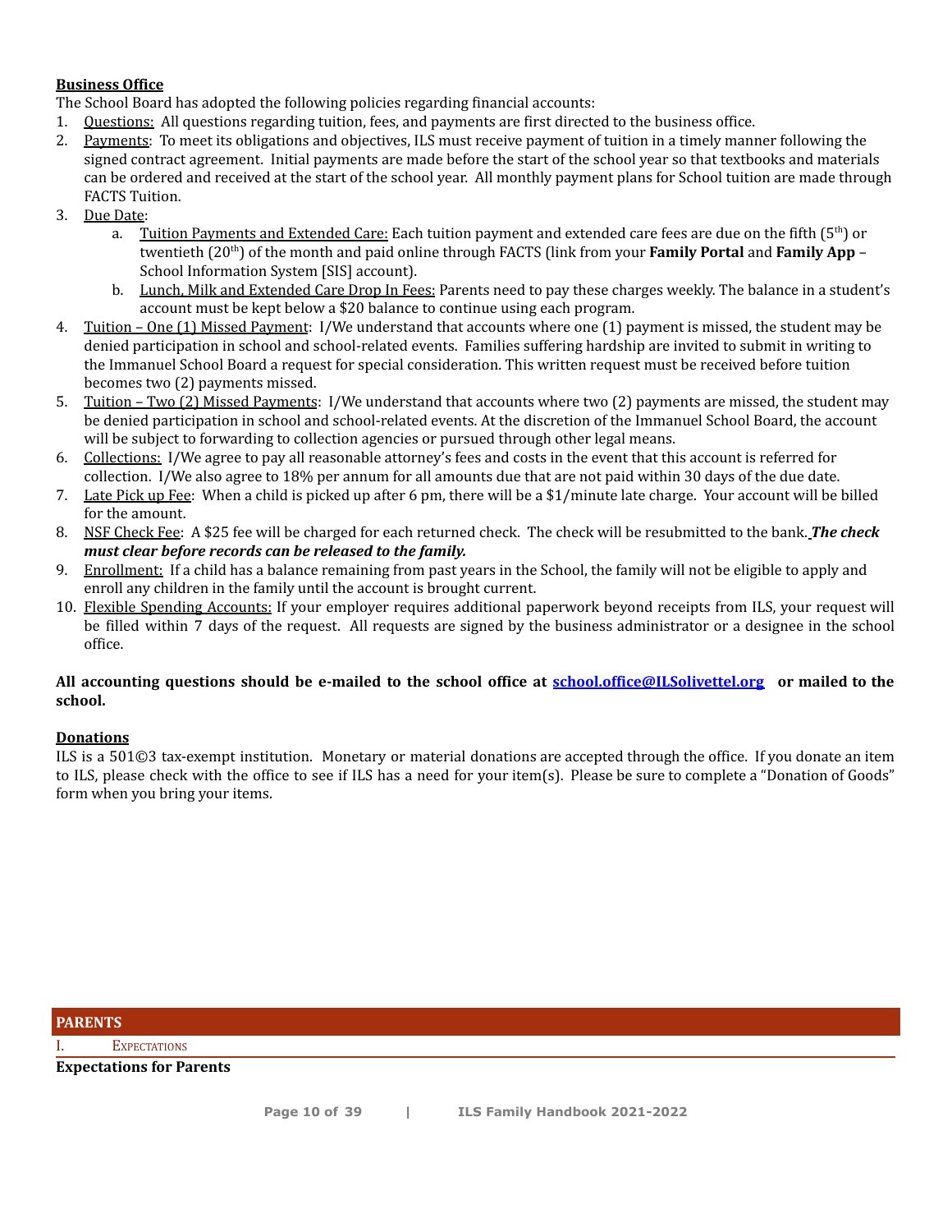## Business Office

The School Board has adopted the following policies regarding financial accounts:

1. Questions: All questions regarding tuition, fees, and payments are first directed to the business office.
2. Payments: To meet its obligations and objectives, ILS must receive payment of tuition in a timely manner following the signed contract agreement. Initial payments are made before the start of the school year so that textbooks and materials can be ordered and received at the start of the school year. All monthly payment plans for School tuition are made through FACTS Tuition.
3. Due Date:
   a. Tuition Payments and Extended Care: Each tuition payment and extended care fees are due on the fifth (5th) or twentieth (20th) of the month and paid online through FACTS (link from your **Family Portal** and **Family App** – School Information System [SIS] account).
   b. Lunch, Milk and Extended Care Drop In Fees: Parents need to pay these charges weekly. The balance in a student's account must be kept below a $20 balance to continue using each program.
4. Tuition – One (1) Missed Payment: I/We understand that accounts where one (1) payment is missed, the student may be denied participation in school and school-related events. Families suffering hardship are invited to submit in writing to the Immanuel School Board a request for special consideration. This written request must be received before tuition becomes two (2) payments missed.
5. Tuition – Two (2) Missed Payments: I/We understand that accounts where two (2) payments are missed, the student may be denied participation in school and school-related events. At the discretion of the Immanuel School Board, the account will be subject to forwarding to collection agencies or pursued through other legal means.
6. Collections: I/We agree to pay all reasonable attorney's fees and costs in the event that this account is referred for collection. I/We also agree to 18% per annum for all amounts due that are not paid within 30 days of the due date.
7. Late Pick up Fee: When a child is picked up after 6 pm, there will be a $1/minute late charge. Your account will be billed for the amount.
8. NSF Check Fee: A $25 fee will be charged for each returned check. The check will be resubmitted to the bank. ***The check must clear before records can be released to the family.***
9. Enrollment: If a child has a balance remaining from past years in the School, the family will not be eligible to apply and enroll any children in the family until the account is brought current.
10. Flexible Spending Accounts: If your employer requires additional paperwork beyond receipts from ILS, your request will be filled within 7 days of the request. All requests are signed by the business administrator or a designee in the school office.

**All accounting questions should be e-mailed to the school office at [school.office@ILSolivettel.org](mailto:school.office@ILSolivettel.org) or mailed to the school.**

## Donations

ILS is a 501©3 tax-exempt institution. Monetary or material donations are accepted through the office. If you donate an item to ILS, please check with the office to see if ILS has a need for your item(s). Please be sure to complete a "Donation of Goods" form when you bring your items.

# PARENTS

## I. Expectations

### Expectations for Parents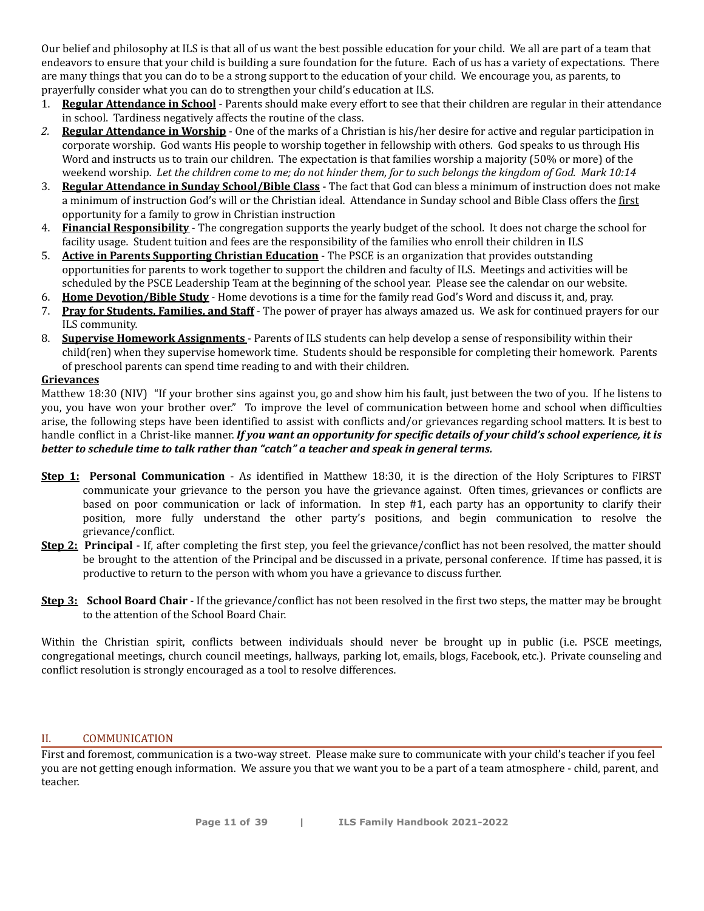Our belief and philosophy at ILS is that all of us want the best possible education for your child. We all are part of a team that endeavors to ensure that your child is building a sure foundation for the future. Each of us has a variety of expectations. There are many things that you can do to be a strong support to the education of your child. We encourage you, as parents, to prayerfully consider what you can do to strengthen your child's education at ILS.

1. **Regular Attendance in School** - Parents should make every effort to see that their children are regular in their attendance in school. Tardiness negatively affects the routine of the class.
2. **Regular Attendance in Worship** - One of the marks of a Christian is his/her desire for active and regular participation in corporate worship. God wants His people to worship together in fellowship with others. God speaks to us through His Word and instructs us to train our children. The expectation is that families worship a majority (50% or more) of the weekend worship. *Let the children come to me; do not hinder them, for to such belongs the kingdom of God. Mark 10:14*
3. **Regular Attendance in Sunday School/Bible Class** - The fact that God can bless a minimum of instruction does not make a minimum of instruction God's will or the Christian ideal. Attendance in Sunday school and Bible Class offers the first opportunity for a family to grow in Christian instruction
4. **Financial Responsibility** - The congregation supports the yearly budget of the school. It does not charge the school for facility usage. Student tuition and fees are the responsibility of the families who enroll their children in ILS
5. **Active in Parents Supporting Christian Education** - The PSCE is an organization that provides outstanding opportunities for parents to work together to support the children and faculty of ILS. Meetings and activities will be scheduled by the PSCE Leadership Team at the beginning of the school year. Please see the calendar on our website.
6. **Home Devotion/Bible Study** - Home devotions is a time for the family read God's Word and discuss it, and, pray.
7. **Pray for Students, Families, and Staff** - The power of prayer has always amazed us. We ask for continued prayers for our ILS community.
8. **Supervise Homework Assignments** - Parents of ILS students can help develop a sense of responsibility within their child(ren) when they supervise homework time. Students should be responsible for completing their homework. Parents of preschool parents can spend time reading to and with their children.

**Grievances**

Matthew 18:30 (NIV) "If your brother sins against you, go and show him his fault, just between the two of you. If he listens to you, you have won your brother over." To improve the level of communication between home and school when difficulties arise, the following steps have been identified to assist with conflicts and/or grievances regarding school matters. It is best to handle conflict in a Christ-like manner. ***If you want an opportunity for specific details of your child's school experience, it is better to schedule time to talk rather than "catch" a teacher and speak in general terms.***

**Step 1: Personal Communication** - As identified in Matthew 18:30, it is the direction of the Holy Scriptures to FIRST communicate your grievance to the person you have the grievance against. Often times, grievances or conflicts are based on poor communication or lack of information. In step #1, each party has an opportunity to clarify their position, more fully understand the other party's positions, and begin communication to resolve the grievance/conflict.

**Step 2: Principal** - If, after completing the first step, you feel the grievance/conflict has not been resolved, the matter should be brought to the attention of the Principal and be discussed in a private, personal conference. If time has passed, it is productive to return to the person with whom you have a grievance to discuss further.

**Step 3: School Board Chair** - If the grievance/conflict has not been resolved in the first two steps, the matter may be brought to the attention of the School Board Chair.

Within the Christian spirit, conflicts between individuals should never be brought up in public (i.e. PSCE meetings, congregational meetings, church council meetings, hallways, parking lot, emails, blogs, Facebook, etc.). Private counseling and conflict resolution is strongly encouraged as a tool to resolve differences.

## II. COMMUNICATION

First and foremost, communication is a two-way street. Please make sure to communicate with your child's teacher if you feel you are not getting enough information. We assure you that we want you to be a part of a team atmosphere - child, parent, and teacher.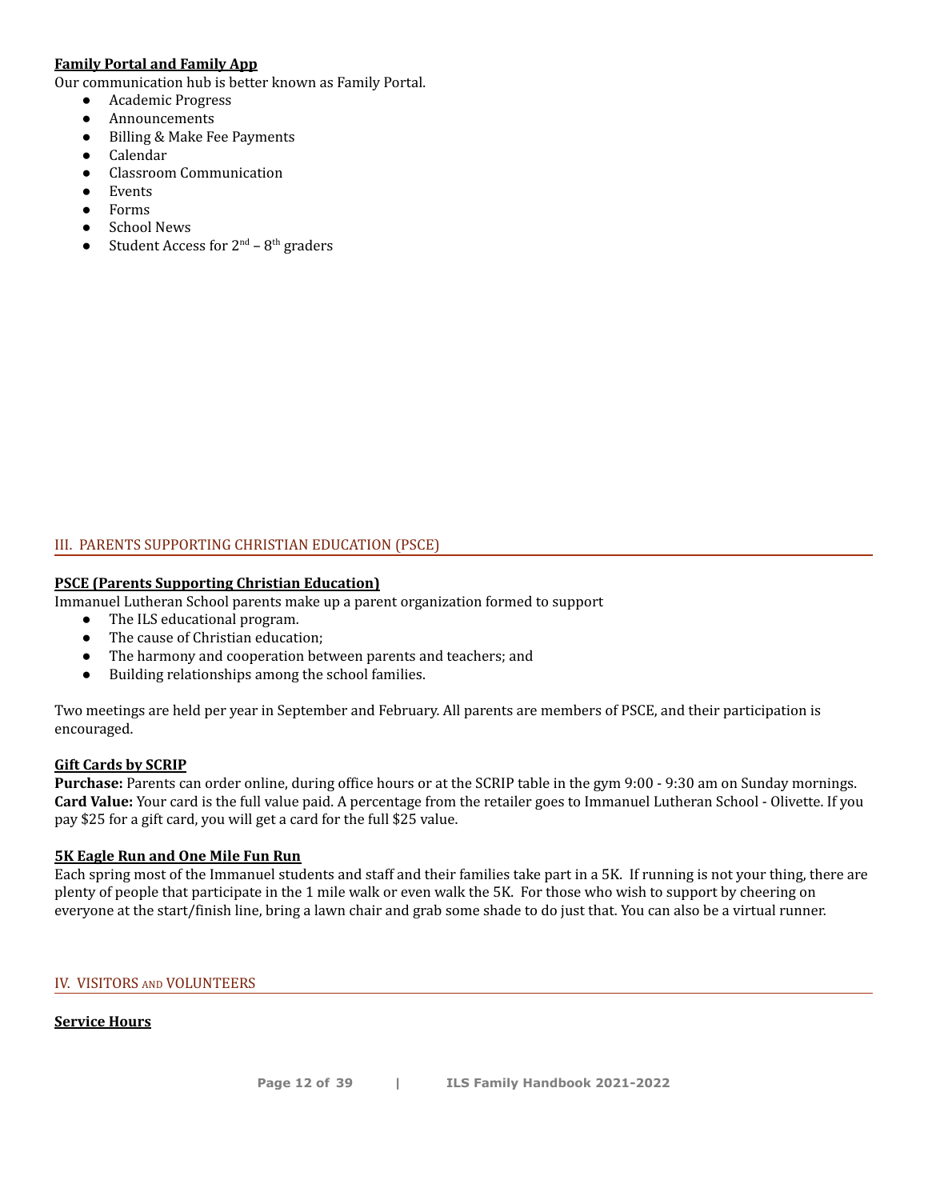**Family Portal and Family App**

Our communication hub is better known as Family Portal.

- Academic Progress
- Announcements
- Billing & Make Fee Payments
- Calendar
- Classroom Communication
- Events
- Forms
- School News
- Student Access for 2nd – 8th graders

## III. PARENTS SUPPORTING CHRISTIAN EDUCATION (PSCE)

**PSCE (Parents Supporting Christian Education)**

Immanuel Lutheran School parents make up a parent organization formed to support

- The ILS educational program.
- The cause of Christian education;
- The harmony and cooperation between parents and teachers; and
- Building relationships among the school families.

Two meetings are held per year in September and February. All parents are members of PSCE, and their participation is encouraged.

**Gift Cards by SCRIP**

**Purchase:** Parents can order online, during office hours or at the SCRIP table in the gym 9:00 - 9:30 am on Sunday mornings.
**Card Value:** Your card is the full value paid. A percentage from the retailer goes to Immanuel Lutheran School - Olivette. If you pay $25 for a gift card, you will get a card for the full $25 value.

**5K Eagle Run and One Mile Fun Run**

Each spring most of the Immanuel students and staff and their families take part in a 5K. If running is not your thing, there are plenty of people that participate in the 1 mile walk or even walk the 5K. For those who wish to support by cheering on everyone at the start/finish line, bring a lawn chair and grab some shade to do just that. You can also be a virtual runner.

## IV. VISITORS AND VOLUNTEERS

**Service Hours**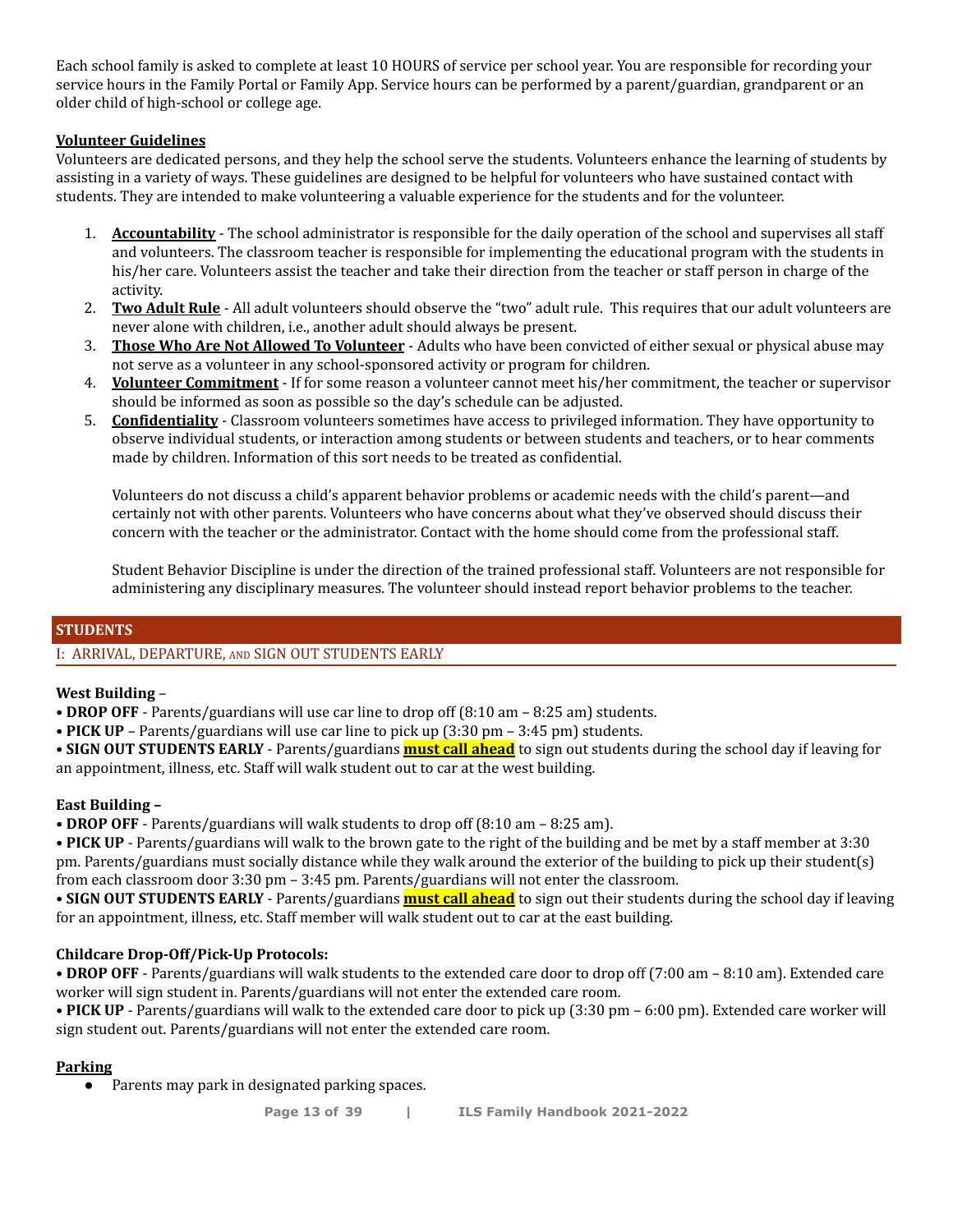Each school family is asked to complete at least 10 HOURS of service per school year. You are responsible for recording your service hours in the Family Portal or Family App. Service hours can be performed by a parent/guardian, grandparent or an older child of high-school or college age.

**Volunteer Guidelines**

Volunteers are dedicated persons, and they help the school serve the students. Volunteers enhance the learning of students by assisting in a variety of ways. These guidelines are designed to be helpful for volunteers who have sustained contact with students. They are intended to make volunteering a valuable experience for the students and for the volunteer.

1. **Accountability** - The school administrator is responsible for the daily operation of the school and supervises all staff and volunteers. The classroom teacher is responsible for implementing the educational program with the students in his/her care. Volunteers assist the teacher and take their direction from the teacher or staff person in charge of the activity.
2. **Two Adult Rule** - All adult volunteers should observe the "two" adult rule. This requires that our adult volunteers are never alone with children, i.e., another adult should always be present.
3. **Those Who Are Not Allowed To Volunteer** - Adults who have been convicted of either sexual or physical abuse may not serve as a volunteer in any school-sponsored activity or program for children.
4. **Volunteer Commitment** - If for some reason a volunteer cannot meet his/her commitment, the teacher or supervisor should be informed as soon as possible so the day's schedule can be adjusted.
5. **Confidentiality** - Classroom volunteers sometimes have access to privileged information. They have opportunity to observe individual students, or interaction among students or between students and teachers, or to hear comments made by children. Information of this sort needs to be treated as confidential.

   Volunteers do not discuss a child's apparent behavior problems or academic needs with the child's parent—and certainly not with other parents. Volunteers who have concerns about what they've observed should discuss their concern with the teacher or the administrator. Contact with the home should come from the professional staff.

   Student Behavior Discipline is under the direction of the trained professional staff. Volunteers are not responsible for administering any disciplinary measures. The volunteer should instead report behavior problems to the teacher.

## STUDENTS

### I: ARRIVAL, DEPARTURE, AND SIGN OUT STUDENTS EARLY

**West Building** –

• **DROP OFF** - Parents/guardians will use car line to drop off (8:10 am – 8:25 am) students.
• **PICK UP** – Parents/guardians will use car line to pick up (3:30 pm – 3:45 pm) students.
• **SIGN OUT STUDENTS EARLY** - Parents/guardians **must call ahead** to sign out students during the school day if leaving for an appointment, illness, etc. Staff will walk student out to car at the west building.

**East Building –**

• **DROP OFF** - Parents/guardians will walk students to drop off (8:10 am – 8:25 am).
• **PICK UP** - Parents/guardians will walk to the brown gate to the right of the building and be met by a staff member at 3:30 pm. Parents/guardians must socially distance while they walk around the exterior of the building to pick up their student(s) from each classroom door 3:30 pm – 3:45 pm. Parents/guardians will not enter the classroom.
• **SIGN OUT STUDENTS EARLY** - Parents/guardians **must call ahead** to sign out their students during the school day if leaving for an appointment, illness, etc. Staff member will walk student out to car at the east building.

**Childcare Drop-Off/Pick-Up Protocols:**

• **DROP OFF** - Parents/guardians will walk students to the extended care door to drop off (7:00 am – 8:10 am). Extended care worker will sign student in. Parents/guardians will not enter the extended care room.
• **PICK UP** - Parents/guardians will walk to the extended care door to pick up (3:30 pm – 6:00 pm). Extended care worker will sign student out. Parents/guardians will not enter the extended care room.

**Parking**

- Parents may park in designated parking spaces.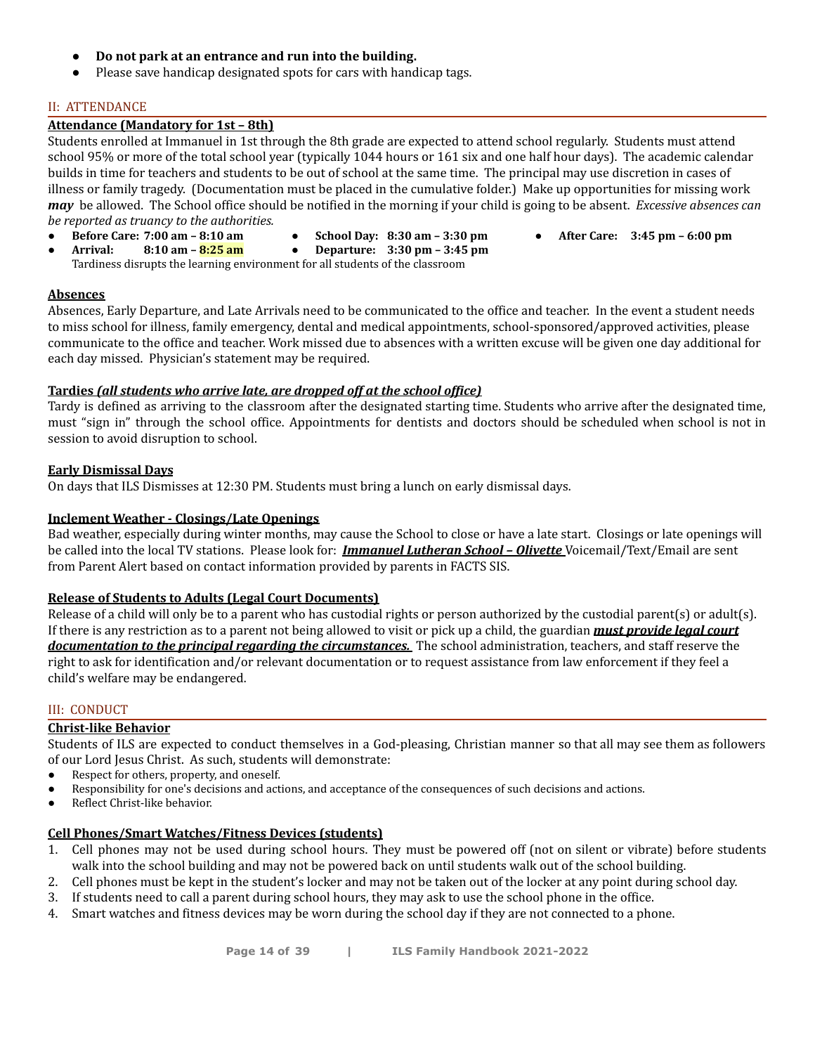- **Do not park at an entrance and run into the building.**
- Please save handicap designated spots for cars with handicap tags.

## II: ATTENDANCE

### Attendance (Mandatory for 1st – 8th)

Students enrolled at Immanuel in 1st through the 8th grade are expected to attend school regularly. Students must attend school 95% or more of the total school year (typically 1044 hours or 161 six and one half hour days). The academic calendar builds in time for teachers and students to be out of school at the same time. The principal may use discretion in cases of illness or family tragedy. (Documentation must be placed in the cumulative folder.) Make up opportunities for missing work ***may*** be allowed. The School office should be notified in the morning if your child is going to be absent. *Excessive absences can be reported as truancy to the authorities.*

- **Before Care: 7:00 am – 8:10 am**
- **Arrival: 8:10 am – 8:25 am**
- **School Day: 8:30 am – 3:30 pm**
- **Departure: 3:30 pm – 3:45 pm**
- **After Care: 3:45 pm – 6:00 pm**

Tardiness disrupts the learning environment for all students of the classroom

### Absences

Absences, Early Departure, and Late Arrivals need to be communicated to the office and teacher. In the event a student needs to miss school for illness, family emergency, dental and medical appointments, school-sponsored/approved activities, please communicate to the office and teacher. Work missed due to absences with a written excuse will be given one day additional for each day missed. Physician's statement may be required.

### Tardies *(all students who arrive late, are dropped off at the school office)*

Tardy is defined as arriving to the classroom after the designated starting time. Students who arrive after the designated time, must "sign in" through the school office. Appointments for dentists and doctors should be scheduled when school is not in session to avoid disruption to school.

### Early Dismissal Days

On days that ILS Dismisses at 12:30 PM. Students must bring a lunch on early dismissal days.

### Inclement Weather - Closings/Late Openings

Bad weather, especially during winter months, may cause the School to close or have a late start. Closings or late openings will be called into the local TV stations. Please look for: ***Immanuel Lutheran School – Olivette*** Voicemail/Text/Email are sent from Parent Alert based on contact information provided by parents in FACTS SIS.

### Release of Students to Adults (Legal Court Documents)

Release of a child will only be to a parent who has custodial rights or person authorized by the custodial parent(s) or adult(s). If there is any restriction as to a parent not being allowed to visit or pick up a child, the guardian ***must provide legal court documentation to the principal regarding the circumstances.*** The school administration, teachers, and staff reserve the right to ask for identification and/or relevant documentation or to request assistance from law enforcement if they feel a child's welfare may be endangered.

## III: CONDUCT

### Christ-like Behavior

Students of ILS are expected to conduct themselves in a God-pleasing, Christian manner so that all may see them as followers of our Lord Jesus Christ. As such, students will demonstrate:

- Respect for others, property, and oneself.
- Responsibility for one's decisions and actions, and acceptance of the consequences of such decisions and actions.
- Reflect Christ-like behavior.

### Cell Phones/Smart Watches/Fitness Devices (students)

1. Cell phones may not be used during school hours. They must be powered off (not on silent or vibrate) before students walk into the school building and may not be powered back on until students walk out of the school building.
2. Cell phones must be kept in the student's locker and may not be taken out of the locker at any point during school day.
3. If students need to call a parent during school hours, they may ask to use the school phone in the office.
4. Smart watches and fitness devices may be worn during the school day if they are not connected to a phone.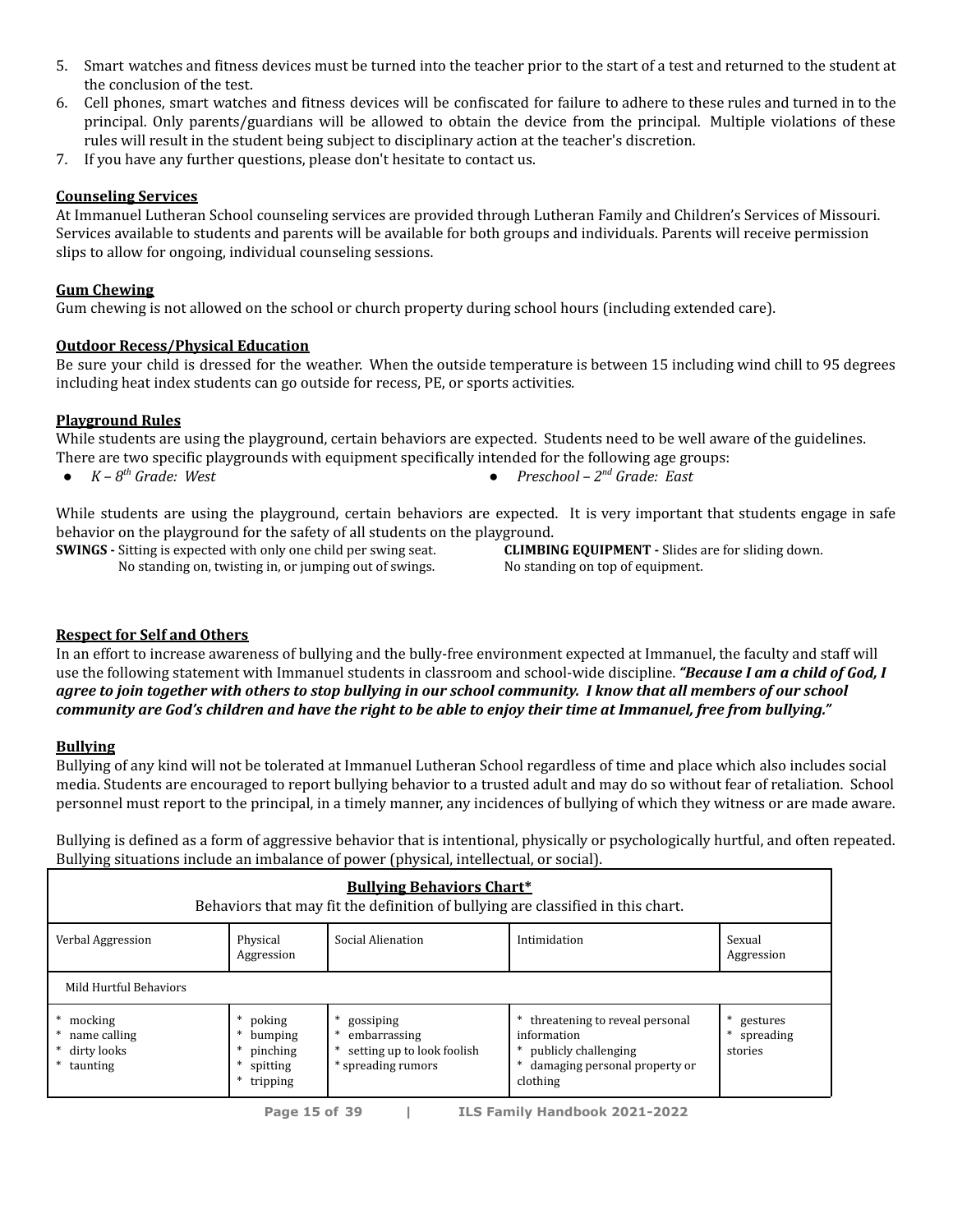5. Smart watches and fitness devices must be turned into the teacher prior to the start of a test and returned to the student at the conclusion of the test.
6. Cell phones, smart watches and fitness devices will be confiscated for failure to adhere to these rules and turned in to the principal. Only parents/guardians will be allowed to obtain the device from the principal. Multiple violations of these rules will result in the student being subject to disciplinary action at the teacher's discretion.
7. If you have any further questions, please don't hesitate to contact us.

**Counseling Services**

At Immanuel Lutheran School counseling services are provided through Lutheran Family and Children's Services of Missouri. Services available to students and parents will be available for both groups and individuals. Parents will receive permission slips to allow for ongoing, individual counseling sessions.

**Gum Chewing**

Gum chewing is not allowed on the school or church property during school hours (including extended care).

**Outdoor Recess/Physical Education**

Be sure your child is dressed for the weather. When the outside temperature is between 15 including wind chill to 95 degrees including heat index students can go outside for recess, PE, or sports activities.

**Playground Rules**

While students are using the playground, certain behaviors are expected. Students need to be well aware of the guidelines. There are two specific playgrounds with equipment specifically intended for the following age groups:

- *K – 8th Grade: West*
- *Preschool – 2nd Grade: East*

While students are using the playground, certain behaviors are expected. It is very important that students engage in safe behavior on the playground for the safety of all students on the playground.

**SWINGS -** Sitting is expected with only one child per swing seat. No standing on, twisting in, or jumping out of swings.

**CLIMBING EQUIPMENT -** Slides are for sliding down. No standing on top of equipment.

**Respect for Self and Others**

In an effort to increase awareness of bullying and the bully-free environment expected at Immanuel, the faculty and staff will use the following statement with Immanuel students in classroom and school-wide discipline. ***"Because I am a child of God, I agree to join together with others to stop bullying in our school community. I know that all members of our school community are God's children and have the right to be able to enjoy their time at Immanuel, free from bullying."***

**Bullying**

Bullying of any kind will not be tolerated at Immanuel Lutheran School regardless of time and place which also includes social media. Students are encouraged to report bullying behavior to a trusted adult and may do so without fear of retaliation. School personnel must report to the principal, in a timely manner, any incidences of bullying of which they witness or are made aware.

Bullying is defined as a form of aggressive behavior that is intentional, physically or psychologically hurtful, and often repeated. Bullying situations include an imbalance of power (physical, intellectual, or social).

**Bullying Behaviors Chart***

Behaviors that may fit the definition of bullying are classified in this chart.

| Verbal Aggression | Physical Aggression | Social Alienation | Intimidation | Sexual Aggression |
|---|---|---|---|---|
| Mild Hurtful Behaviors | | | | |
| * mocking<br>* name calling<br>* dirty looks<br>* taunting | * poking<br>* bumping<br>* pinching<br>* spitting<br>* tripping | * gossiping<br>* embarrassing<br>* setting up to look foolish<br>* spreading rumors | * threatening to reveal personal information<br>* publicly challenging<br>* damaging personal property or clothing | * gestures<br>* spreading stories |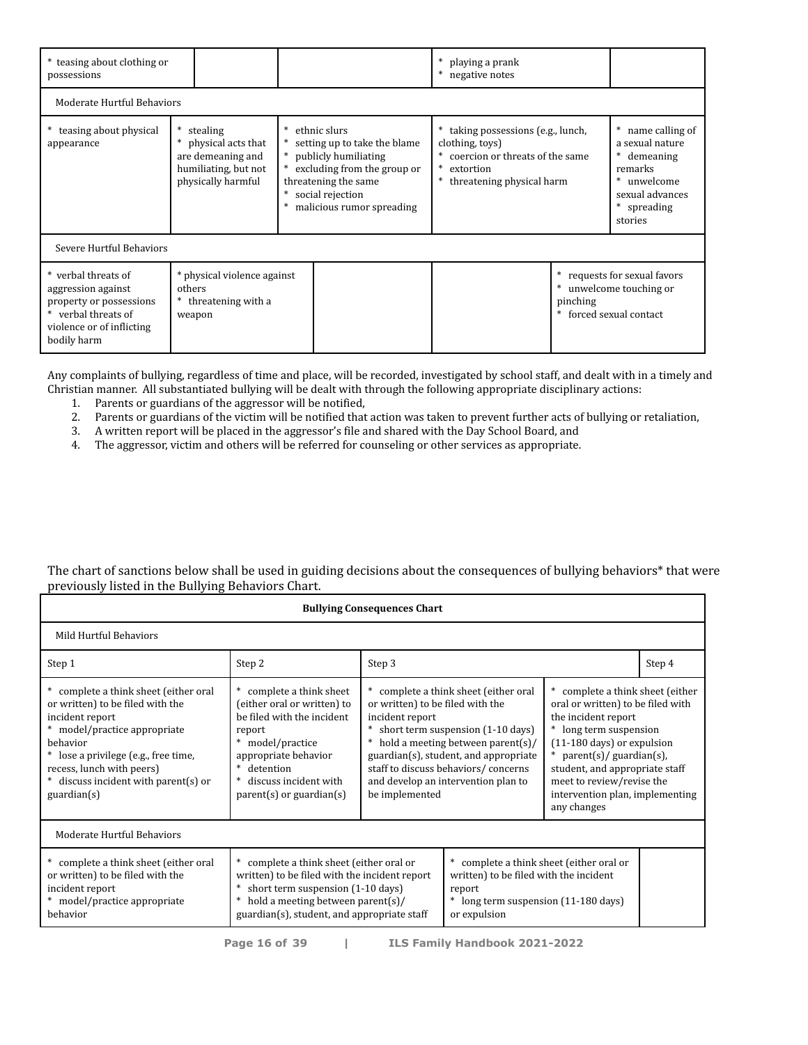| | | | | |
|---|---|---|---|---|
| * teasing about clothing or possessions | | | * playing a prank * negative notes | |
| Moderate Hurtful Behaviors | | | | |
| * teasing about physical appearance | * stealing * physical acts that are demeaning and humiliating, but not physically harmful | * ethnic slurs * setting up to take the blame * publicly humiliating * excluding from the group or threatening the same * social rejection * malicious rumor spreading | * taking possessions (e.g., lunch, clothing, toys) * coercion or threats of the same * extortion * threatening physical harm | * name calling of a sexual nature * demeaning remarks * unwelcome sexual advances * spreading stories |
| Severe Hurtful Behaviors | | | | |
| * verbal threats of aggression against property or possessions * verbal threats of violence or of inflicting bodily harm | * physical violence against others * threatening with a weapon | | | * requests for sexual favors * unwelcome touching or pinching * forced sexual contact |

Any complaints of bullying, regardless of time and place, will be recorded, investigated by school staff, and dealt with in a timely and Christian manner. All substantiated bullying will be dealt with through the following appropriate disciplinary actions:

1. Parents or guardians of the aggressor will be notified,
2. Parents or guardians of the victim will be notified that action was taken to prevent further acts of bullying or retaliation,
3. A written report will be placed in the aggressor's file and shared with the Day School Board, and
4. The aggressor, victim and others will be referred for counseling or other services as appropriate.

The chart of sanctions below shall be used in guiding decisions about the consequences of bullying behaviors* that were previously listed in the Bullying Behaviors Chart.

| Bullying Consequences Chart | | | |
|---|---|---|---|
| Mild Hurtful Behaviors | | | |
| Step 1 | Step 2 | Step 3 | Step 4 |
| * complete a think sheet (either oral or written) to be filed with the incident report * model/practice appropriate behavior * lose a privilege (e.g., free time, recess, lunch with peers) * discuss incident with parent(s) or guardian(s) | * complete a think sheet (either oral or written) to be filed with the incident report * model/practice appropriate behavior * detention * discuss incident with parent(s) or guardian(s) | * complete a think sheet (either oral or written) to be filed with the incident report * short term suspension (1-10 days) * hold a meeting between parent(s)/ guardian(s), student, and appropriate staff to discuss behaviors/ concerns and develop an intervention plan to be implemented | * complete a think sheet (either oral or written) to be filed with the incident report * long term suspension (11-180 days) or expulsion * parent(s)/ guardian(s), student, and appropriate staff meet to review/revise the intervention plan, implementing any changes |
| Moderate Hurtful Behaviors | | | |
| * complete a think sheet (either oral or written) to be filed with the incident report * model/practice appropriate behavior | * complete a think sheet (either oral or written) to be filed with the incident report * short term suspension (1-10 days) * hold a meeting between parent(s)/ guardian(s), student, and appropriate staff | * complete a think sheet (either oral or written) to be filed with the incident report * long term suspension (11-180 days) or expulsion | |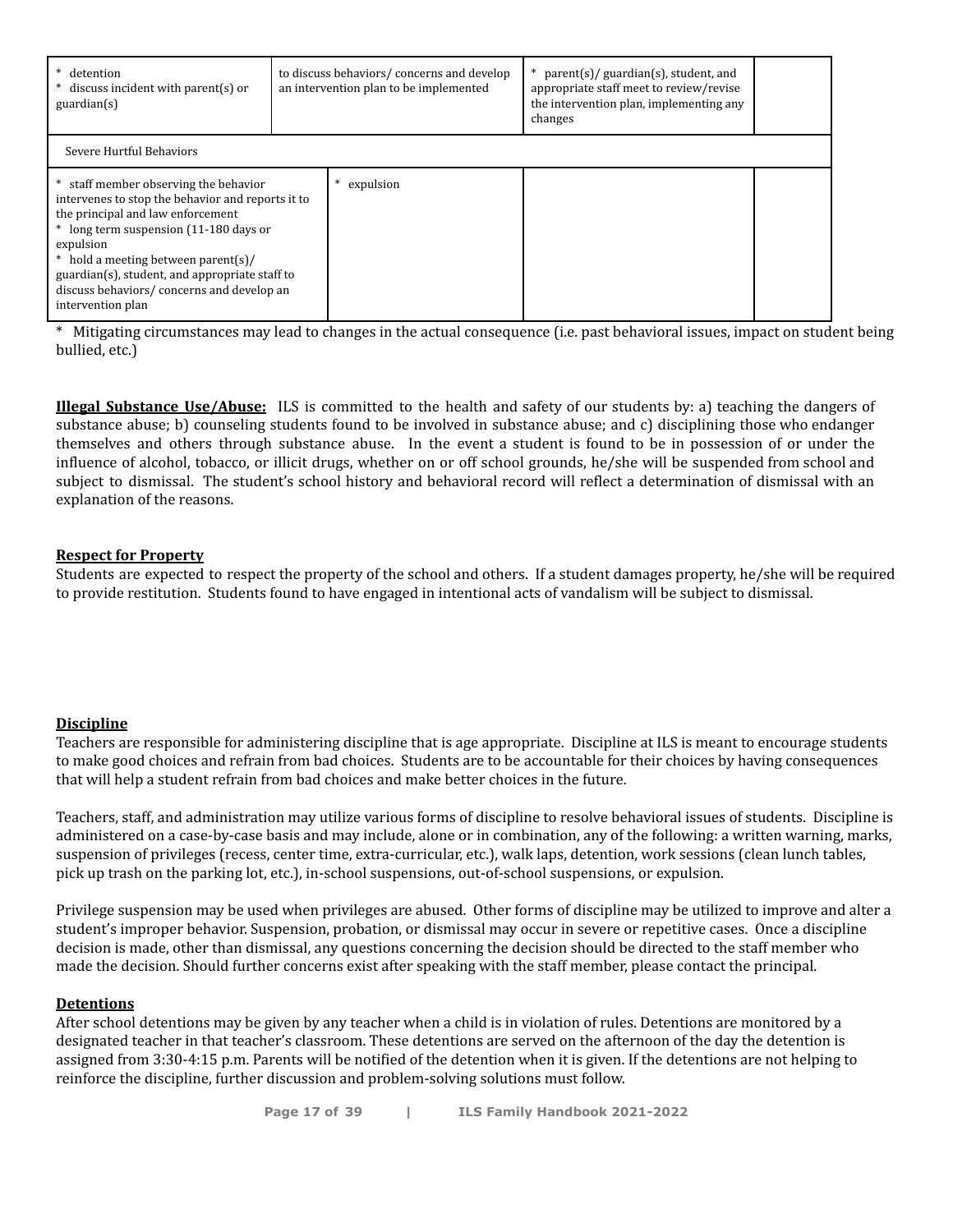| | | | |
|---|---|---|---|
| * detention<br>* discuss incident with parent(s) or guardian(s) | to discuss behaviors/ concerns and develop an intervention plan to be implemented | * parent(s)/ guardian(s), student, and appropriate staff meet to review/revise the intervention plan, implementing any changes | |
| Severe Hurtful Behaviors | | | |
| * staff member observing the behavior intervenes to stop the behavior and reports it to the principal and law enforcement<br>* long term suspension (11-180 days or expulsion<br>* hold a meeting between parent(s)/ guardian(s), student, and appropriate staff to discuss behaviors/ concerns and develop an intervention plan | * expulsion | | |

* Mitigating circumstances may lead to changes in the actual consequence (i.e. past behavioral issues, impact on student being bullied, etc.)

**Illegal Substance Use/Abuse:** ILS is committed to the health and safety of our students by: a) teaching the dangers of substance abuse; b) counseling students found to be involved in substance abuse; and c) disciplining those who endanger themselves and others through substance abuse. In the event a student is found to be in possession of or under the influence of alcohol, tobacco, or illicit drugs, whether on or off school grounds, he/she will be suspended from school and subject to dismissal. The student's school history and behavioral record will reflect a determination of dismissal with an explanation of the reasons.

**Respect for Property**

Students are expected to respect the property of the school and others. If a student damages property, he/she will be required to provide restitution. Students found to have engaged in intentional acts of vandalism will be subject to dismissal.

**Discipline**

Teachers are responsible for administering discipline that is age appropriate. Discipline at ILS is meant to encourage students to make good choices and refrain from bad choices. Students are to be accountable for their choices by having consequences that will help a student refrain from bad choices and make better choices in the future.

Teachers, staff, and administration may utilize various forms of discipline to resolve behavioral issues of students. Discipline is administered on a case-by-case basis and may include, alone or in combination, any of the following: a written warning, marks, suspension of privileges (recess, center time, extra-curricular, etc.), walk laps, detention, work sessions (clean lunch tables, pick up trash on the parking lot, etc.), in-school suspensions, out-of-school suspensions, or expulsion.

Privilege suspension may be used when privileges are abused. Other forms of discipline may be utilized to improve and alter a student's improper behavior. Suspension, probation, or dismissal may occur in severe or repetitive cases. Once a discipline decision is made, other than dismissal, any questions concerning the decision should be directed to the staff member who made the decision. Should further concerns exist after speaking with the staff member, please contact the principal.

**Detentions**

After school detentions may be given by any teacher when a child is in violation of rules. Detentions are monitored by a designated teacher in that teacher's classroom. These detentions are served on the afternoon of the day the detention is assigned from 3:30-4:15 p.m. Parents will be notified of the detention when it is given. If the detentions are not helping to reinforce the discipline, further discussion and problem-solving solutions must follow.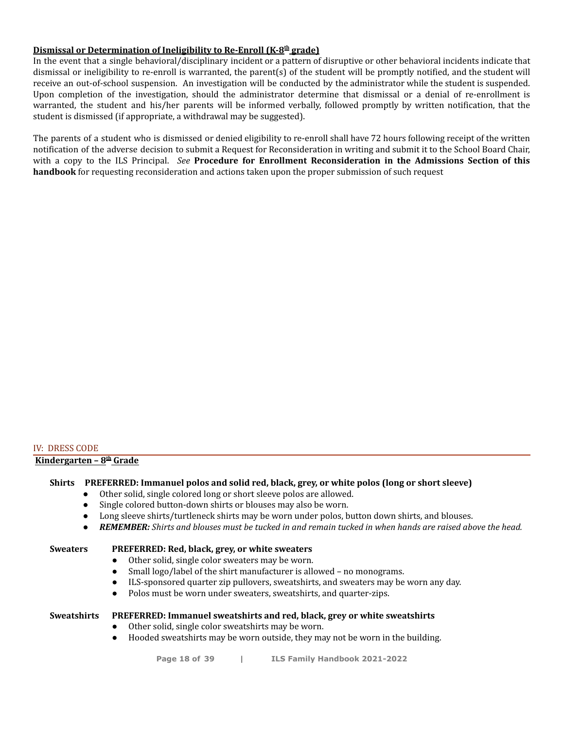**Dismissal or Determination of Ineligibility to Re-Enroll (K-8th grade)**

In the event that a single behavioral/disciplinary incident or a pattern of disruptive or other behavioral incidents indicate that dismissal or ineligibility to re-enroll is warranted, the parent(s) of the student will be promptly notified, and the student will receive an out-of-school suspension. An investigation will be conducted by the administrator while the student is suspended. Upon completion of the investigation, should the administrator determine that dismissal or a denial of re-enrollment is warranted, the student and his/her parents will be informed verbally, followed promptly by written notification, that the student is dismissed (if appropriate, a withdrawal may be suggested).

The parents of a student who is dismissed or denied eligibility to re-enroll shall have 72 hours following receipt of the written notification of the adverse decision to submit a Request for Reconsideration in writing and submit it to the School Board Chair, with a copy to the ILS Principal. *See* **Procedure for Enrollment Reconsideration in the Admissions Section of this handbook** for requesting reconsideration and actions taken upon the proper submission of such request

## IV: DRESS CODE

**Kindergarten – 8th Grade**

**Shirts** **PREFERRED: Immanuel polos and solid red, black, grey, or white polos (long or short sleeve)**

- Other solid, single colored long or short sleeve polos are allowed.
- Single colored button-down shirts or blouses may also be worn.
- Long sleeve shirts/turtleneck shirts may be worn under polos, button down shirts, and blouses.
- ***REMEMBER:*** *Shirts and blouses must be tucked in and remain tucked in when hands are raised above the head.*

**Sweaters** **PREFERRED: Red, black, grey, or white sweaters**

- Other solid, single color sweaters may be worn.
- Small logo/label of the shirt manufacturer is allowed – no monograms.
- ILS-sponsored quarter zip pullovers, sweatshirts, and sweaters may be worn any day.
- Polos must be worn under sweaters, sweatshirts, and quarter-zips.

**Sweatshirts** **PREFERRED: Immanuel sweatshirts and red, black, grey or white sweatshirts**

- Other solid, single color sweatshirts may be worn.
- Hooded sweatshirts may be worn outside, they may not be worn in the building.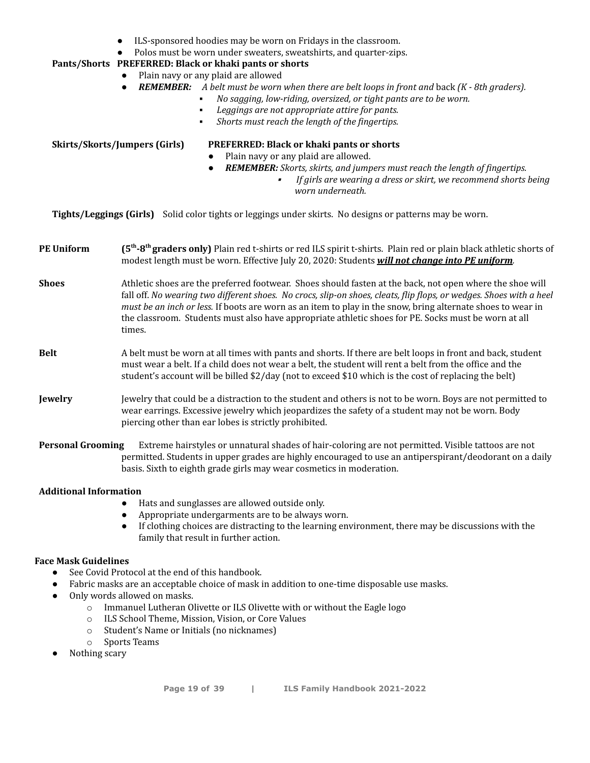- ILS-sponsored hoodies may be worn on Fridays in the classroom.
- Polos must be worn under sweaters, sweatshirts, and quarter-zips.

**Pants/Shorts** **PREFERRED: Black or khaki pants or shorts**

- Plain navy or any plaid are allowed
- ***REMEMBER:*** *A belt must be worn when there are belt loops in front and* back *(K - 8th graders).*
  - *No sagging, low-riding, oversized, or tight pants are to be worn.*
  - *Leggings are not appropriate attire for pants.*
  - *Shorts must reach the length of the fingertips.*

**Skirts/Skorts/Jumpers (Girls)** **PREFERRED: Black or khaki pants or shorts**

- Plain navy or any plaid are allowed.
- ***REMEMBER:*** *Skorts, skirts, and jumpers must reach the length of fingertips.*
  - *If girls are wearing a dress or skirt, we recommend shorts being worn underneath.*

**Tights/Leggings (Girls)** Solid color tights or leggings under skirts. No designs or patterns may be worn.

**PE Uniform** **(5th-8th graders only)** Plain red t-shirts or red ILS spirit t-shirts. Plain red or plain black athletic shorts of modest length must be worn. Effective July 20, 2020: Students ***will not change into PE uniform***.

**Shoes** Athletic shoes are the preferred footwear. Shoes should fasten at the back, not open where the shoe will fall off. *No wearing two different shoes. No crocs, slip-on shoes, cleats, flip flops, or wedges. Shoes with a heel must be an inch or less.* If boots are worn as an item to play in the snow, bring alternate shoes to wear in the classroom. Students must also have appropriate athletic shoes for PE. Socks must be worn at all times.

**Belt** A belt must be worn at all times with pants and shorts. If there are belt loops in front and back, student must wear a belt. If a child does not wear a belt, the student will rent a belt from the office and the student's account will be billed $2/day (not to exceed $10 which is the cost of replacing the belt)

**Jewelry** Jewelry that could be a distraction to the student and others is not to be worn. Boys are not permitted to wear earrings. Excessive jewelry which jeopardizes the safety of a student may not be worn. Body piercing other than ear lobes is strictly prohibited.

**Personal Grooming** Extreme hairstyles or unnatural shades of hair-coloring are not permitted. Visible tattoos are not permitted. Students in upper grades are highly encouraged to use an antiperspirant/deodorant on a daily basis. Sixth to eighth grade girls may wear cosmetics in moderation.

**Additional Information**

- Hats and sunglasses are allowed outside only.
- Appropriate undergarments are to be always worn.
- If clothing choices are distracting to the learning environment, there may be discussions with the family that result in further action.

**Face Mask Guidelines**

- See Covid Protocol at the end of this handbook.
- Fabric masks are an acceptable choice of mask in addition to one-time disposable use masks.
- Only words allowed on masks.
  - Immanuel Lutheran Olivette or ILS Olivette with or without the Eagle logo
  - ILS School Theme, Mission, Vision, or Core Values
  - Student's Name or Initials (no nicknames)
  - Sports Teams
- Nothing scary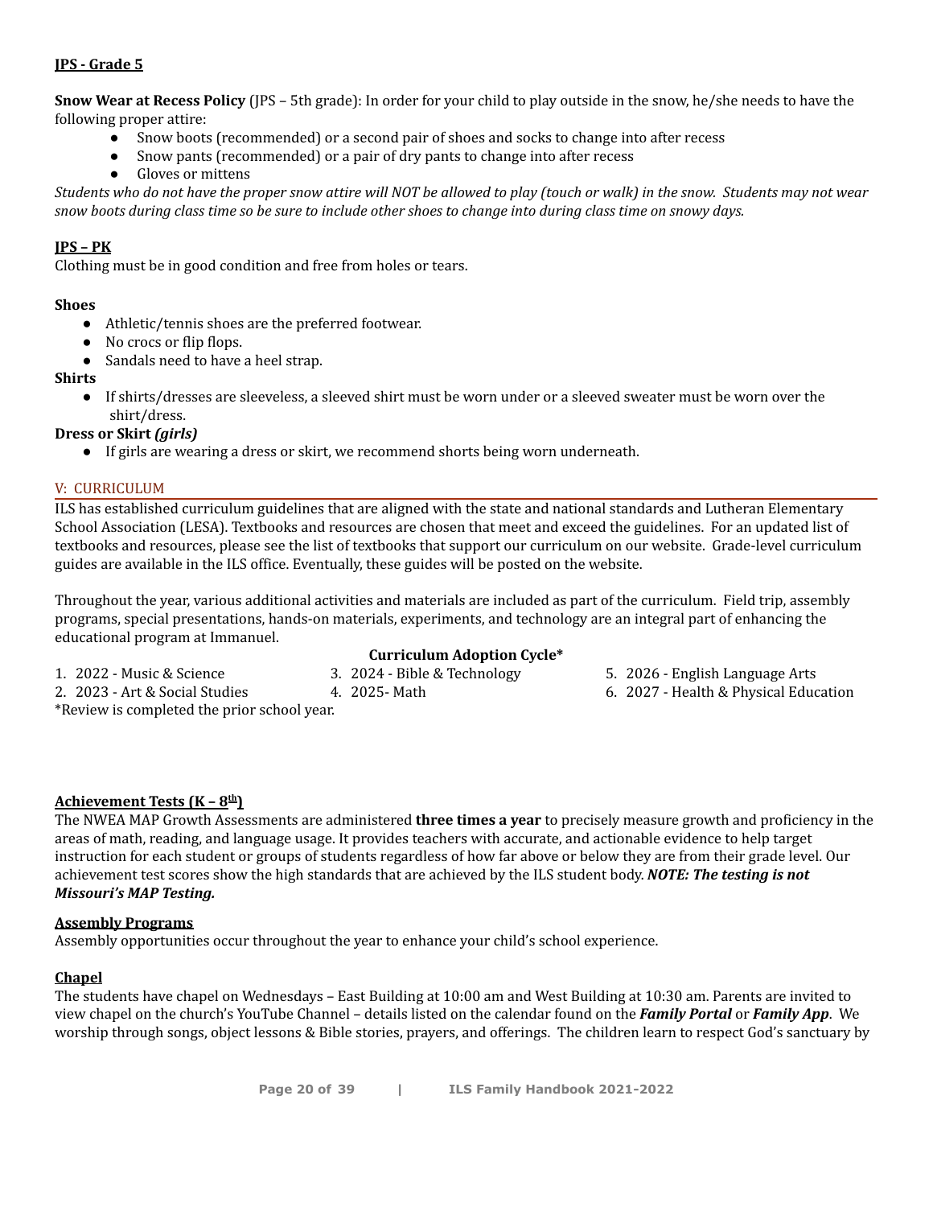**JPS - Grade 5**

**Snow Wear at Recess Policy** (JPS – 5th grade): In order for your child to play outside in the snow, he/she needs to have the following proper attire:

- Snow boots (recommended) or a second pair of shoes and socks to change into after recess
- Snow pants (recommended) or a pair of dry pants to change into after recess
- Gloves or mittens

*Students who do not have the proper snow attire will NOT be allowed to play (touch or walk) in the snow. Students may not wear snow boots during class time so be sure to include other shoes to change into during class time on snowy days.*

**JPS – PK**

Clothing must be in good condition and free from holes or tears.

**Shoes**

- Athletic/tennis shoes are the preferred footwear.
- No crocs or flip flops.
- Sandals need to have a heel strap.

**Shirts**

- If shirts/dresses are sleeveless, a sleeved shirt must be worn under or a sleeved sweater must be worn over the shirt/dress.

**Dress or Skirt *(girls)***

- If girls are wearing a dress or skirt, we recommend shorts being worn underneath.

## V: CURRICULUM

ILS has established curriculum guidelines that are aligned with the state and national standards and Lutheran Elementary School Association (LESA). Textbooks and resources are chosen that meet and exceed the guidelines. For an updated list of textbooks and resources, please see the list of textbooks that support our curriculum on our website. Grade-level curriculum guides are available in the ILS office. Eventually, these guides will be posted on the website.

Throughout the year, various additional activities and materials are included as part of the curriculum. Field trip, assembly programs, special presentations, hands-on materials, experiments, and technology are an integral part of enhancing the educational program at Immanuel.

**Curriculum Adoption Cycle***

1. 2022 - Music & Science
2. 2023 - Art & Social Studies
3. 2024 - Bible & Technology
4. 2025- Math
5. 2026 - English Language Arts
6. 2027 - Health & Physical Education

*Review is completed the prior school year.

**Achievement Tests (K – 8th)**

The NWEA MAP Growth Assessments are administered **three times a year** to precisely measure growth and proficiency in the areas of math, reading, and language usage. It provides teachers with accurate, and actionable evidence to help target instruction for each student or groups of students regardless of how far above or below they are from their grade level. Our achievement test scores show the high standards that are achieved by the ILS student body. ***NOTE: The testing is not Missouri's MAP Testing.***

**Assembly Programs**

Assembly opportunities occur throughout the year to enhance your child's school experience.

**Chapel**

The students have chapel on Wednesdays – East Building at 10:00 am and West Building at 10:30 am. Parents are invited to view chapel on the church's YouTube Channel – details listed on the calendar found on the ***Family Portal*** or ***Family App***. We worship through songs, object lessons & Bible stories, prayers, and offerings. The children learn to respect God's sanctuary by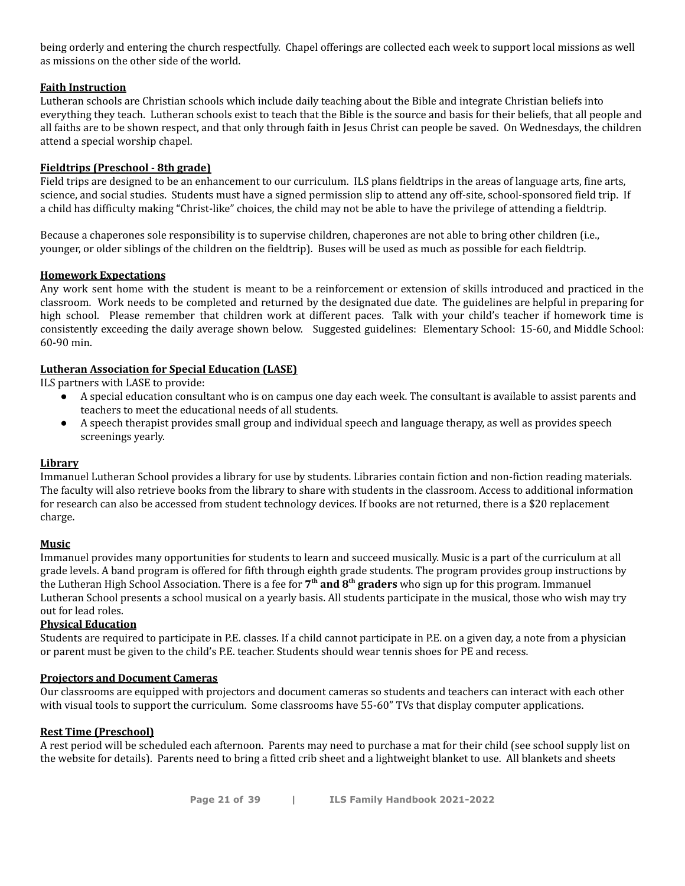being orderly and entering the church respectfully. Chapel offerings are collected each week to support local missions as well as missions on the other side of the world.

### Faith Instruction

Lutheran schools are Christian schools which include daily teaching about the Bible and integrate Christian beliefs into everything they teach. Lutheran schools exist to teach that the Bible is the source and basis for their beliefs, that all people and all faiths are to be shown respect, and that only through faith in Jesus Christ can people be saved. On Wednesdays, the children attend a special worship chapel.

### Fieldtrips (Preschool - 8th grade)

Field trips are designed to be an enhancement to our curriculum. ILS plans fieldtrips in the areas of language arts, fine arts, science, and social studies. Students must have a signed permission slip to attend any off-site, school-sponsored field trip. If a child has difficulty making "Christ-like" choices, the child may not be able to have the privilege of attending a fieldtrip.

Because a chaperones sole responsibility is to supervise children, chaperones are not able to bring other children (i.e., younger, or older siblings of the children on the fieldtrip). Buses will be used as much as possible for each fieldtrip.

### Homework Expectations

Any work sent home with the student is meant to be a reinforcement or extension of skills introduced and practiced in the classroom. Work needs to be completed and returned by the designated due date. The guidelines are helpful in preparing for high school. Please remember that children work at different paces. Talk with your child's teacher if homework time is consistently exceeding the daily average shown below. Suggested guidelines: Elementary School: 15-60, and Middle School: 60-90 min.

### Lutheran Association for Special Education (LASE)

ILS partners with LASE to provide:

- A special education consultant who is on campus one day each week. The consultant is available to assist parents and teachers to meet the educational needs of all students.
- A speech therapist provides small group and individual speech and language therapy, as well as provides speech screenings yearly.

### Library

Immanuel Lutheran School provides a library for use by students. Libraries contain fiction and non-fiction reading materials. The faculty will also retrieve books from the library to share with students in the classroom. Access to additional information for research can also be accessed from student technology devices. If books are not returned, there is a $20 replacement charge.

### Music

Immanuel provides many opportunities for students to learn and succeed musically. Music is a part of the curriculum at all grade levels. A band program is offered for fifth through eighth grade students. The program provides group instructions by the Lutheran High School Association. There is a fee for **7th and 8th graders** who sign up for this program. Immanuel Lutheran School presents a school musical on a yearly basis. All students participate in the musical, those who wish may try out for lead roles.

### Physical Education

Students are required to participate in P.E. classes. If a child cannot participate in P.E. on a given day, a note from a physician or parent must be given to the child's P.E. teacher. Students should wear tennis shoes for PE and recess.

### Projectors and Document Cameras

Our classrooms are equipped with projectors and document cameras so students and teachers can interact with each other with visual tools to support the curriculum. Some classrooms have 55-60" TVs that display computer applications.

### Rest Time (Preschool)

A rest period will be scheduled each afternoon. Parents may need to purchase a mat for their child (see school supply list on the website for details). Parents need to bring a fitted crib sheet and a lightweight blanket to use. All blankets and sheets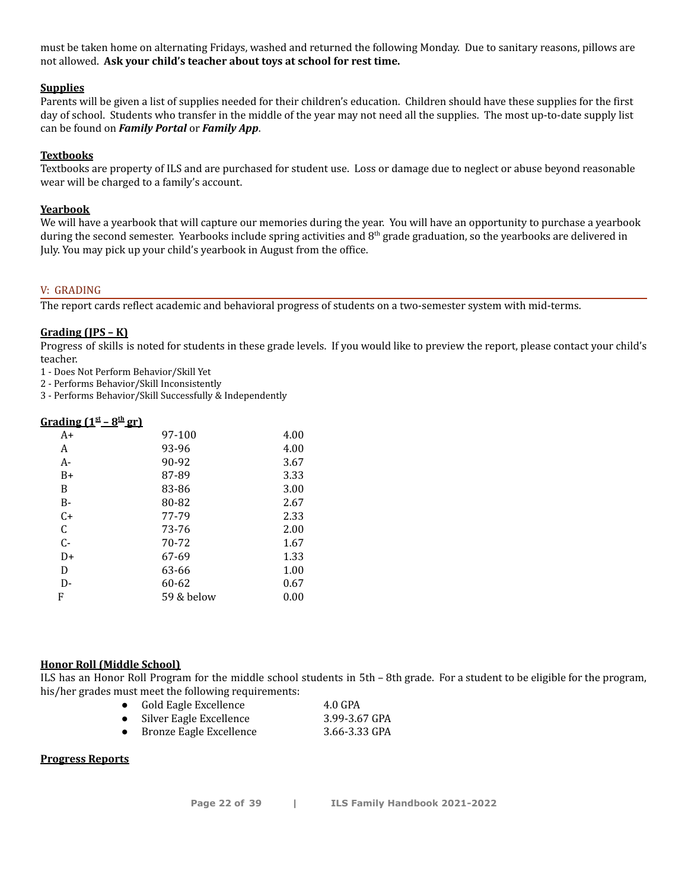must be taken home on alternating Fridays, washed and returned the following Monday. Due to sanitary reasons, pillows are not allowed. **Ask your child's teacher about toys at school for rest time.**

### Supplies

Parents will be given a list of supplies needed for their children's education. Children should have these supplies for the first day of school. Students who transfer in the middle of the year may not need all the supplies. The most up-to-date supply list can be found on ***Family Portal*** or ***Family App***.

### Textbooks

Textbooks are property of ILS and are purchased for student use. Loss or damage due to neglect or abuse beyond reasonable wear will be charged to a family's account.

### Yearbook

We will have a yearbook that will capture our memories during the year. You will have an opportunity to purchase a yearbook during the second semester. Yearbooks include spring activities and 8th grade graduation, so the yearbooks are delivered in July. You may pick up your child's yearbook in August from the office.

## V: GRADING

The report cards reflect academic and behavioral progress of students on a two-semester system with mid-terms.

### Grading (JPS – K)

Progress of skills is noted for students in these grade levels. If you would like to preview the report, please contact your child's teacher.

1 - Does Not Perform Behavior/Skill Yet
2 - Performs Behavior/Skill Inconsistently
3 - Performs Behavior/Skill Successfully & Independently

### Grading (1st – 8th gr)

| | | |
|---|---|---|
| A+ | 97-100 | 4.00 |
| A | 93-96 | 4.00 |
| A- | 90-92 | 3.67 |
| B+ | 87-89 | 3.33 |
| B | 83-86 | 3.00 |
| B- | 80-82 | 2.67 |
| C+ | 77-79 | 2.33 |
| C | 73-76 | 2.00 |
| C- | 70-72 | 1.67 |
| D+ | 67-69 | 1.33 |
| D | 63-66 | 1.00 |
| D- | 60-62 | 0.67 |
| F | 59 & below | 0.00 |

### Honor Roll (Middle School)

ILS has an Honor Roll Program for the middle school students in 5th – 8th grade. For a student to be eligible for the program, his/her grades must meet the following requirements:

- Gold Eagle Excellence — 4.0 GPA
- Silver Eagle Excellence — 3.99-3.67 GPA
- Bronze Eagle Excellence — 3.66-3.33 GPA

### Progress Reports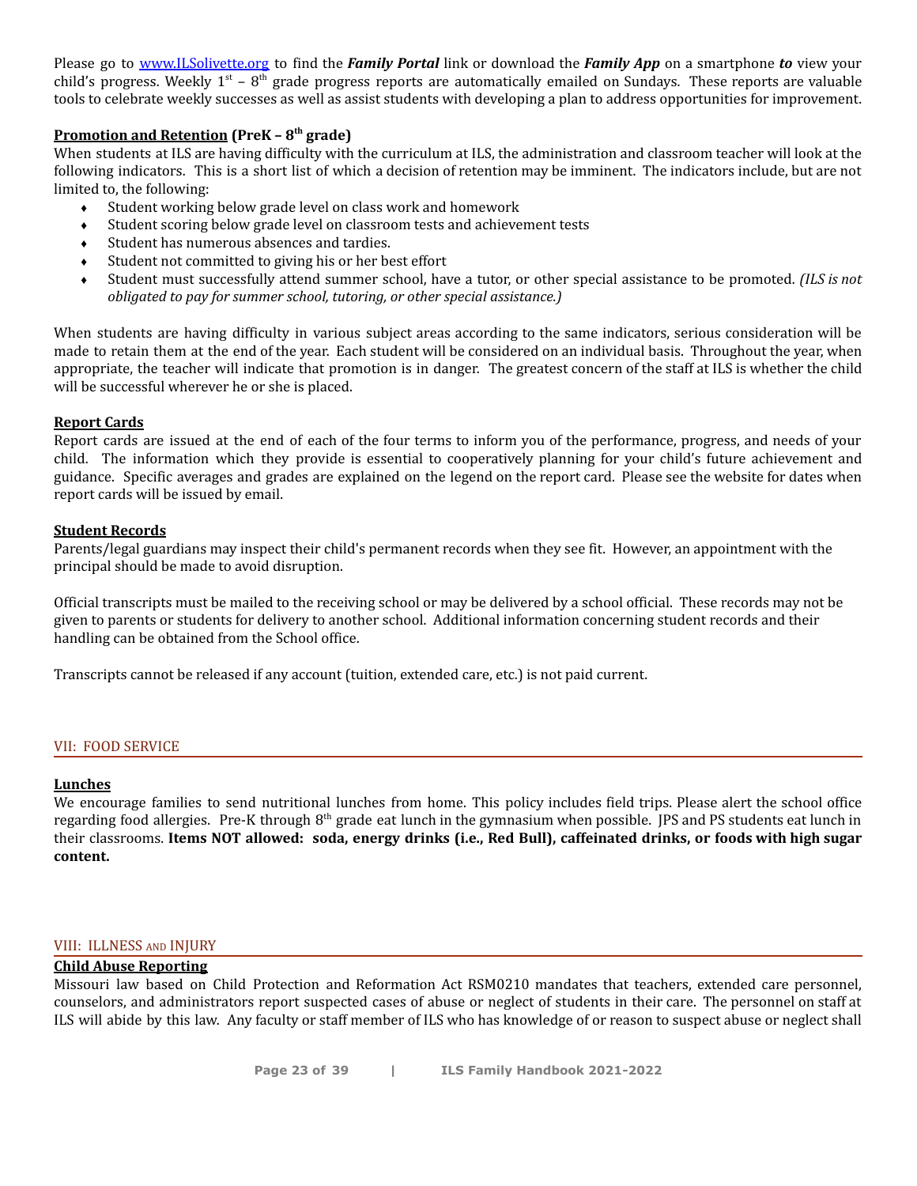Please go to [www.ILSolivette.org](http://www.ILSolivette.org) to find the ***Family Portal*** link or download the ***Family App*** on a smartphone ***to*** view your child's progress. Weekly 1st – 8th grade progress reports are automatically emailed on Sundays. These reports are valuable tools to celebrate weekly successes as well as assist students with developing a plan to address opportunities for improvement.

**<u>Promotion and Retention</u> (PreK – 8th grade)**

When students at ILS are having difficulty with the curriculum at ILS, the administration and classroom teacher will look at the following indicators. This is a short list of which a decision of retention may be imminent. The indicators include, but are not limited to, the following:

- Student working below grade level on class work and homework
- Student scoring below grade level on classroom tests and achievement tests
- Student has numerous absences and tardies.
- Student not committed to giving his or her best effort
- Student must successfully attend summer school, have a tutor, or other special assistance to be promoted. *(ILS is not obligated to pay for summer school, tutoring, or other special assistance.)*

When students are having difficulty in various subject areas according to the same indicators, serious consideration will be made to retain them at the end of the year. Each student will be considered on an individual basis. Throughout the year, when appropriate, the teacher will indicate that promotion is in danger. The greatest concern of the staff at ILS is whether the child will be successful wherever he or she is placed.

**<u>Report Cards</u>**

Report cards are issued at the end of each of the four terms to inform you of the performance, progress, and needs of your child. The information which they provide is essential to cooperatively planning for your child's future achievement and guidance. Specific averages and grades are explained on the legend on the report card. Please see the website for dates when report cards will be issued by email.

**<u>Student Records</u>**

Parents/legal guardians may inspect their child's permanent records when they see fit. However, an appointment with the principal should be made to avoid disruption.

Official transcripts must be mailed to the receiving school or may be delivered by a school official. These records may not be given to parents or students for delivery to another school. Additional information concerning student records and their handling can be obtained from the School office.

Transcripts cannot be released if any account (tuition, extended care, etc.) is not paid current.

## VII: FOOD SERVICE

**<u>Lunches</u>**

We encourage families to send nutritional lunches from home. This policy includes field trips. Please alert the school office regarding food allergies. Pre-K through 8th grade eat lunch in the gymnasium when possible. JPS and PS students eat lunch in their classrooms. **Items NOT allowed: soda, energy drinks (i.e., Red Bull), caffeinated drinks, or foods with high sugar content.**

## VIII: ILLNESS AND INJURY

**<u>Child Abuse Reporting</u>**

Missouri law based on Child Protection and Reformation Act RSM0210 mandates that teachers, extended care personnel, counselors, and administrators report suspected cases of abuse or neglect of students in their care. The personnel on staff at ILS will abide by this law. Any faculty or staff member of ILS who has knowledge of or reason to suspect abuse or neglect shall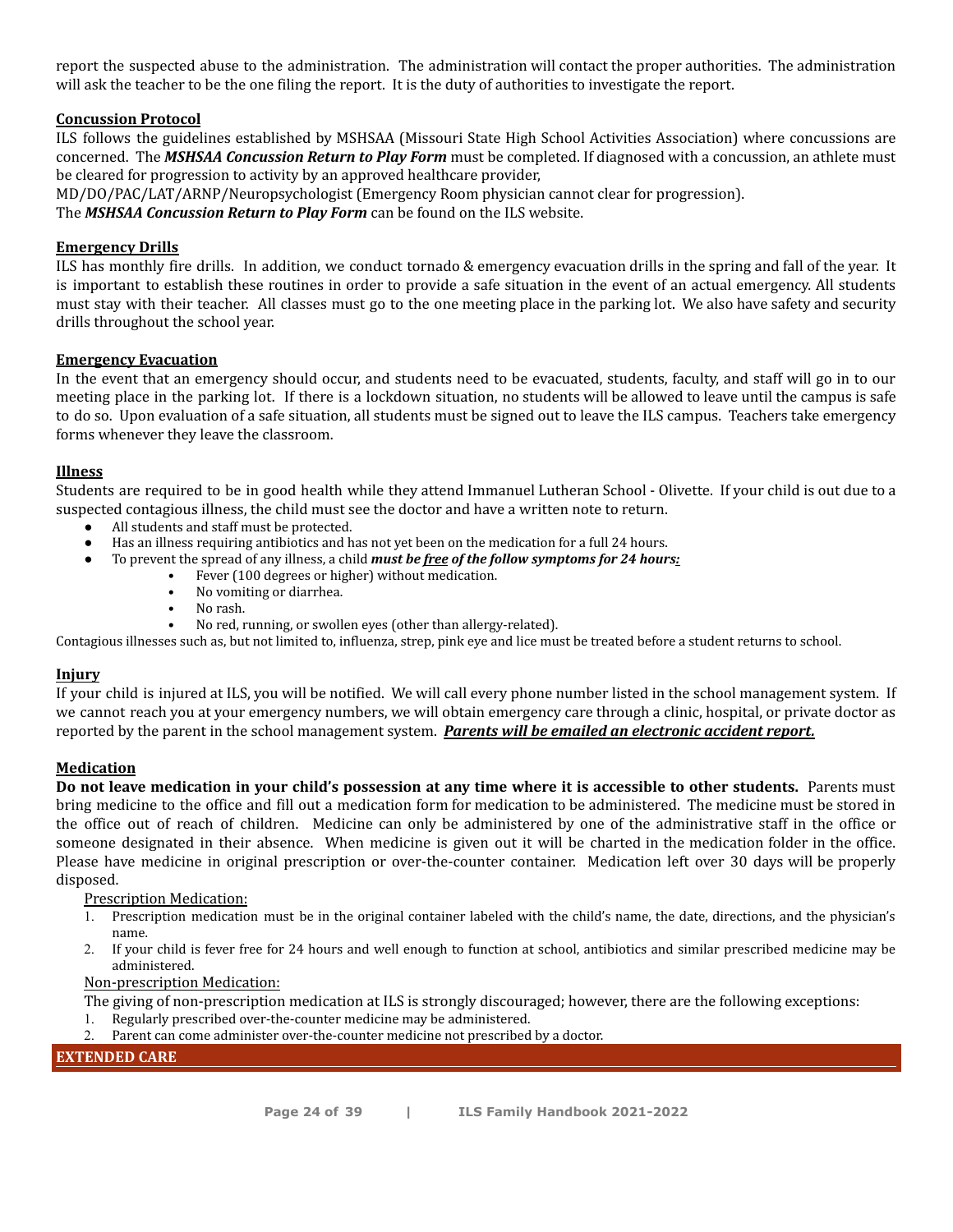report the suspected abuse to the administration. The administration will contact the proper authorities. The administration will ask the teacher to be the one filing the report. It is the duty of authorities to investigate the report.

### Concussion Protocol

ILS follows the guidelines established by MSHSAA (Missouri State High School Activities Association) where concussions are concerned. The ***MSHSAA Concussion Return to Play Form*** must be completed. If diagnosed with a concussion, an athlete must be cleared for progression to activity by an approved healthcare provider, MD/DO/PAC/LAT/ARNP/Neuropsychologist (Emergency Room physician cannot clear for progression).
The ***MSHSAA Concussion Return to Play Form*** can be found on the ILS website.

### Emergency Drills

ILS has monthly fire drills. In addition, we conduct tornado & emergency evacuation drills in the spring and fall of the year. It is important to establish these routines in order to provide a safe situation in the event of an actual emergency. All students must stay with their teacher. All classes must go to the one meeting place in the parking lot. We also have safety and security drills throughout the school year.

### Emergency Evacuation

In the event that an emergency should occur, and students need to be evacuated, students, faculty, and staff will go in to our meeting place in the parking lot. If there is a lockdown situation, no students will be allowed to leave until the campus is safe to do so. Upon evaluation of a safe situation, all students must be signed out to leave the ILS campus. Teachers take emergency forms whenever they leave the classroom.

### Illness

Students are required to be in good health while they attend Immanuel Lutheran School - Olivette. If your child is out due to a suspected contagious illness, the child must see the doctor and have a written note to return.

- All students and staff must be protected.
- Has an illness requiring antibiotics and has not yet been on the medication for a full 24 hours.
- To prevent the spread of any illness, a child ***must be free of the follow symptoms for 24 hours:***
  - Fever (100 degrees or higher) without medication.
  - No vomiting or diarrhea.
  - No rash.
  - No red, running, or swollen eyes (other than allergy-related).

Contagious illnesses such as, but not limited to, influenza, strep, pink eye and lice must be treated before a student returns to school.

### Injury

If your child is injured at ILS, you will be notified. We will call every phone number listed in the school management system. If we cannot reach you at your emergency numbers, we will obtain emergency care through a clinic, hospital, or private doctor as reported by the parent in the school management system. ***Parents will be emailed an electronic accident report.***

### Medication

**Do not leave medication in your child's possession at any time where it is accessible to other students.** Parents must bring medicine to the office and fill out a medication form for medication to be administered. The medicine must be stored in the office out of reach of children. Medicine can only be administered by one of the administrative staff in the office or someone designated in their absence. When medicine is given out it will be charted in the medication folder in the office. Please have medicine in original prescription or over-the-counter container. Medication left over 30 days will be properly disposed.

Prescription Medication:

1. Prescription medication must be in the original container labeled with the child's name, the date, directions, and the physician's name.
2. If your child is fever free for 24 hours and well enough to function at school, antibiotics and similar prescribed medicine may be administered.

Non-prescription Medication:

The giving of non-prescription medication at ILS is strongly discouraged; however, there are the following exceptions:

1. Regularly prescribed over-the-counter medicine may be administered.
2. Parent can come administer over-the-counter medicine not prescribed by a doctor.

## EXTENDED CARE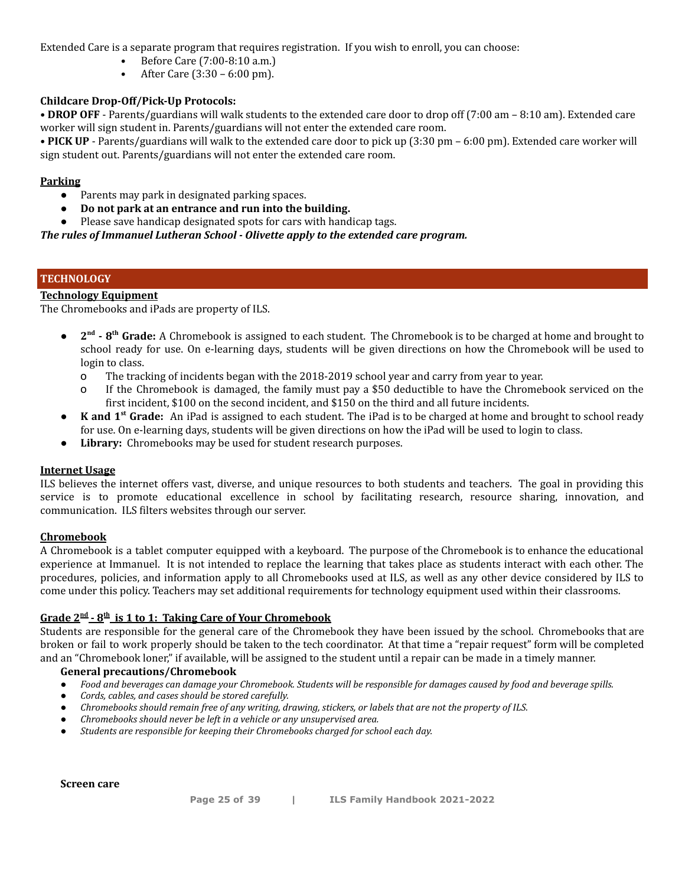Extended Care is a separate program that requires registration. If you wish to enroll, you can choose:

- Before Care (7:00-8:10 a.m.)
- After Care (3:30 – 6:00 pm).

**Childcare Drop-Off/Pick-Up Protocols:**

• **DROP OFF** - Parents/guardians will walk students to the extended care door to drop off (7:00 am – 8:10 am). Extended care worker will sign student in. Parents/guardians will not enter the extended care room.

• **PICK UP** - Parents/guardians will walk to the extended care door to pick up (3:30 pm – 6:00 pm). Extended care worker will sign student out. Parents/guardians will not enter the extended care room.

**Parking**

- Parents may park in designated parking spaces.
- **Do not park at an entrance and run into the building.**
- Please save handicap designated spots for cars with handicap tags.

***The rules of Immanuel Lutheran School - Olivette apply to the extended care program.***

## TECHNOLOGY

**Technology Equipment**

The Chromebooks and iPads are property of ILS.

- **2nd - 8th Grade:** A Chromebook is assigned to each student. The Chromebook is to be charged at home and brought to school ready for use. On e-learning days, students will be given directions on how the Chromebook will be used to login to class.
    - The tracking of incidents began with the 2018-2019 school year and carry from year to year.
    - If the Chromebook is damaged, the family must pay a $50 deductible to have the Chromebook serviced on the first incident, $100 on the second incident, and $150 on the third and all future incidents.
- **K and 1st Grade:** An iPad is assigned to each student. The iPad is to be charged at home and brought to school ready for use. On e-learning days, students will be given directions on how the iPad will be used to login to class.
- **Library:** Chromebooks may be used for student research purposes.

**Internet Usage**

ILS believes the internet offers vast, diverse, and unique resources to both students and teachers. The goal in providing this service is to promote educational excellence in school by facilitating research, resource sharing, innovation, and communication. ILS filters websites through our server.

**Chromebook**

A Chromebook is a tablet computer equipped with a keyboard. The purpose of the Chromebook is to enhance the educational experience at Immanuel. It is not intended to replace the learning that takes place as students interact with each other. The procedures, policies, and information apply to all Chromebooks used at ILS, as well as any other device considered by ILS to come under this policy. Teachers may set additional requirements for technology equipment used within their classrooms.

**Grade 2nd - 8th is 1 to 1: Taking Care of Your Chromebook**

Students are responsible for the general care of the Chromebook they have been issued by the school. Chromebooks that are broken or fail to work properly should be taken to the tech coordinator. At that time a "repair request" form will be completed and an "Chromebook loner," if available, will be assigned to the student until a repair can be made in a timely manner.

**General precautions/Chromebook**

- *Food and beverages can damage your Chromebook. Students will be responsible for damages caused by food and beverage spills.*
- *Cords, cables, and cases should be stored carefully.*
- *Chromebooks should remain free of any writing, drawing, stickers, or labels that are not the property of ILS.*
- *Chromebooks should never be left in a vehicle or any unsupervised area.*
- *Students are responsible for keeping their Chromebooks charged for school each day.*

**Screen care**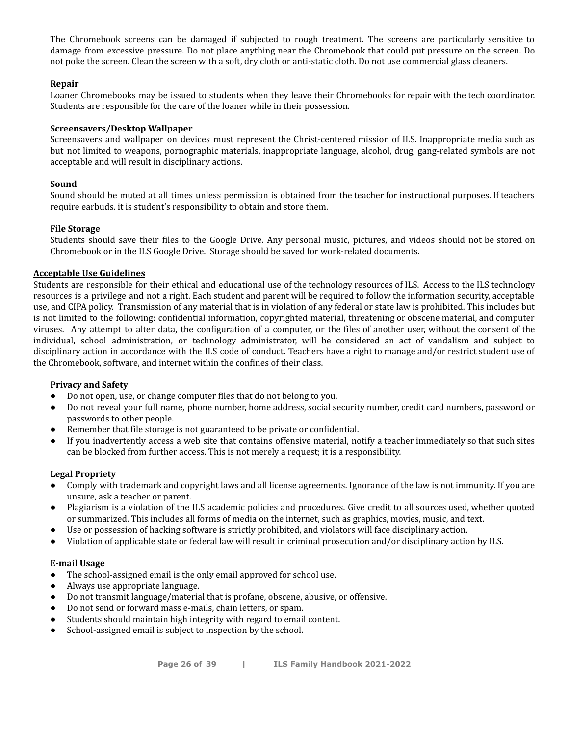The Chromebook screens can be damaged if subjected to rough treatment. The screens are particularly sensitive to damage from excessive pressure. Do not place anything near the Chromebook that could put pressure on the screen. Do not poke the screen. Clean the screen with a soft, dry cloth or anti-static cloth. Do not use commercial glass cleaners.

**Repair**

Loaner Chromebooks may be issued to students when they leave their Chromebooks for repair with the tech coordinator. Students are responsible for the care of the loaner while in their possession.

**Screensavers/Desktop Wallpaper**

Screensavers and wallpaper on devices must represent the Christ-centered mission of ILS. Inappropriate media such as but not limited to weapons, pornographic materials, inappropriate language, alcohol, drug, gang-related symbols are not acceptable and will result in disciplinary actions.

**Sound**

Sound should be muted at all times unless permission is obtained from the teacher for instructional purposes. If teachers require earbuds, it is student's responsibility to obtain and store them.

**File Storage**

Students should save their files to the Google Drive. Any personal music, pictures, and videos should not be stored on Chromebook or in the ILS Google Drive. Storage should be saved for work-related documents.

## Acceptable Use Guidelines

Students are responsible for their ethical and educational use of the technology resources of ILS. Access to the ILS technology resources is a privilege and not a right. Each student and parent will be required to follow the information security, acceptable use, and CIPA policy. Transmission of any material that is in violation of any federal or state law is prohibited. This includes but is not limited to the following: confidential information, copyrighted material, threatening or obscene material, and computer viruses. Any attempt to alter data, the configuration of a computer, or the files of another user, without the consent of the individual, school administration, or technology administrator, will be considered an act of vandalism and subject to disciplinary action in accordance with the ILS code of conduct. Teachers have a right to manage and/or restrict student use of the Chromebook, software, and internet within the confines of their class.

**Privacy and Safety**

- Do not open, use, or change computer files that do not belong to you.
- Do not reveal your full name, phone number, home address, social security number, credit card numbers, password or passwords to other people.
- Remember that file storage is not guaranteed to be private or confidential.
- If you inadvertently access a web site that contains offensive material, notify a teacher immediately so that such sites can be blocked from further access. This is not merely a request; it is a responsibility.

**Legal Propriety**

- Comply with trademark and copyright laws and all license agreements. Ignorance of the law is not immunity. If you are unsure, ask a teacher or parent.
- Plagiarism is a violation of the ILS academic policies and procedures. Give credit to all sources used, whether quoted or summarized. This includes all forms of media on the internet, such as graphics, movies, music, and text.
- Use or possession of hacking software is strictly prohibited, and violators will face disciplinary action.
- Violation of applicable state or federal law will result in criminal prosecution and/or disciplinary action by ILS.

**E-mail Usage**

- The school-assigned email is the only email approved for school use.
- Always use appropriate language.
- Do not transmit language/material that is profane, obscene, abusive, or offensive.
- Do not send or forward mass e-mails, chain letters, or spam.
- Students should maintain high integrity with regard to email content.
- School-assigned email is subject to inspection by the school.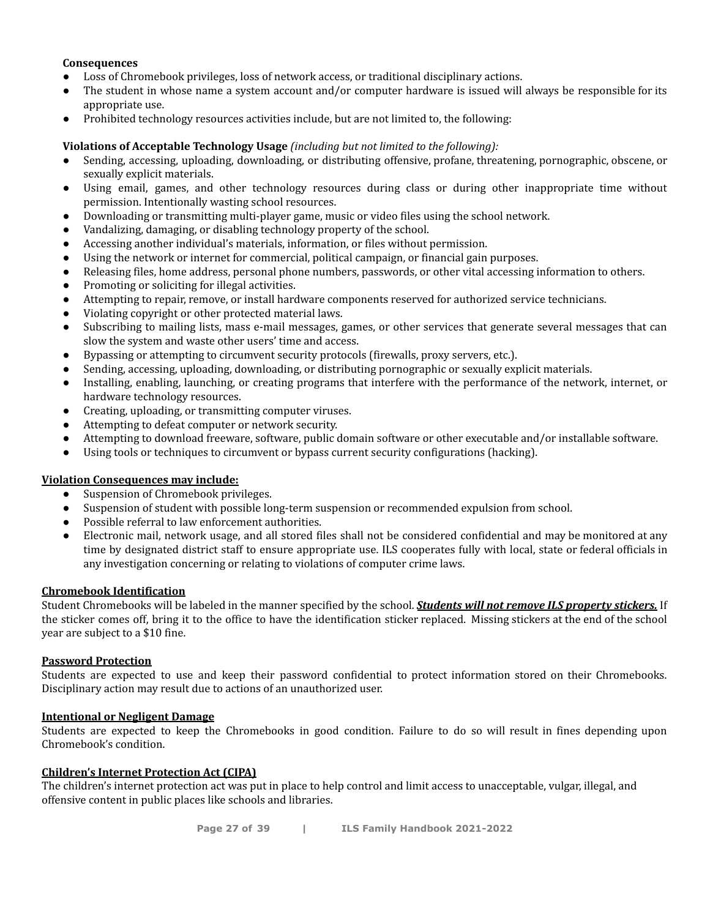**Consequences**

- Loss of Chromebook privileges, loss of network access, or traditional disciplinary actions.
- The student in whose name a system account and/or computer hardware is issued will always be responsible for its appropriate use.
- Prohibited technology resources activities include, but are not limited to, the following:

**Violations of Acceptable Technology Usage** *(including but not limited to the following):*

- Sending, accessing, uploading, downloading, or distributing offensive, profane, threatening, pornographic, obscene, or sexually explicit materials.
- Using email, games, and other technology resources during class or during other inappropriate time without permission. Intentionally wasting school resources.
- Downloading or transmitting multi-player game, music or video files using the school network.
- Vandalizing, damaging, or disabling technology property of the school.
- Accessing another individual's materials, information, or files without permission.
- Using the network or internet for commercial, political campaign, or financial gain purposes.
- Releasing files, home address, personal phone numbers, passwords, or other vital accessing information to others.
- Promoting or soliciting for illegal activities.
- Attempting to repair, remove, or install hardware components reserved for authorized service technicians.
- Violating copyright or other protected material laws.
- Subscribing to mailing lists, mass e-mail messages, games, or other services that generate several messages that can slow the system and waste other users' time and access.
- Bypassing or attempting to circumvent security protocols (firewalls, proxy servers, etc.).
- Sending, accessing, uploading, downloading, or distributing pornographic or sexually explicit materials.
- Installing, enabling, launching, or creating programs that interfere with the performance of the network, internet, or hardware technology resources.
- Creating, uploading, or transmitting computer viruses.
- Attempting to defeat computer or network security.
- Attempting to download freeware, software, public domain software or other executable and/or installable software.
- Using tools or techniques to circumvent or bypass current security configurations (hacking).

**Violation Consequences may include:**

- Suspension of Chromebook privileges.
- Suspension of student with possible long-term suspension or recommended expulsion from school.
- Possible referral to law enforcement authorities.
- Electronic mail, network usage, and all stored files shall not be considered confidential and may be monitored at any time by designated district staff to ensure appropriate use. ILS cooperates fully with local, state or federal officials in any investigation concerning or relating to violations of computer crime laws.

**Chromebook Identification**

Student Chromebooks will be labeled in the manner specified by the school. ***Students will not remove ILS property stickers.*** If the sticker comes off, bring it to the office to have the identification sticker replaced. Missing stickers at the end of the school year are subject to a $10 fine.

**Password Protection**

Students are expected to use and keep their password confidential to protect information stored on their Chromebooks. Disciplinary action may result due to actions of an unauthorized user.

**Intentional or Negligent Damage**

Students are expected to keep the Chromebooks in good condition. Failure to do so will result in fines depending upon Chromebook's condition.

**Children's Internet Protection Act (CIPA)**

The children's internet protection act was put in place to help control and limit access to unacceptable, vulgar, illegal, and offensive content in public places like schools and libraries.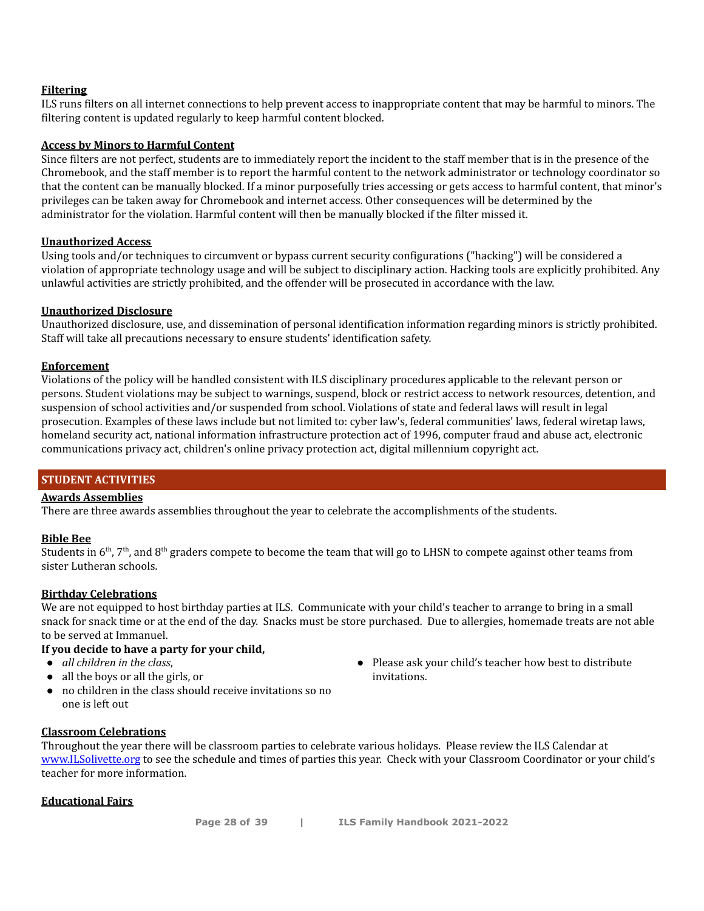**Filtering**

ILS runs filters on all internet connections to help prevent access to inappropriate content that may be harmful to minors. The filtering content is updated regularly to keep harmful content blocked.

**Access by Minors to Harmful Content**

Since filters are not perfect, students are to immediately report the incident to the staff member that is in the presence of the Chromebook, and the staff member is to report the harmful content to the network administrator or technology coordinator so that the content can be manually blocked. If a minor purposefully tries accessing or gets access to harmful content, that minor's privileges can be taken away for Chromebook and internet access. Other consequences will be determined by the administrator for the violation. Harmful content will then be manually blocked if the filter missed it.

**Unauthorized Access**

Using tools and/or techniques to circumvent or bypass current security configurations ("hacking") will be considered a violation of appropriate technology usage and will be subject to disciplinary action. Hacking tools are explicitly prohibited. Any unlawful activities are strictly prohibited, and the offender will be prosecuted in accordance with the law.

**Unauthorized Disclosure**

Unauthorized disclosure, use, and dissemination of personal identification information regarding minors is strictly prohibited. Staff will take all precautions necessary to ensure students' identification safety.

**Enforcement**

Violations of the policy will be handled consistent with ILS disciplinary procedures applicable to the relevant person or persons. Student violations may be subject to warnings, suspend, block or restrict access to network resources, detention, and suspension of school activities and/or suspended from school. Violations of state and federal laws will result in legal prosecution. Examples of these laws include but not limited to: cyber law's, federal communities' laws, federal wiretap laws, homeland security act, national information infrastructure protection act of 1996, computer fraud and abuse act, electronic communications privacy act, children's online privacy protection act, digital millennium copyright act.

## STUDENT ACTIVITIES

**Awards Assemblies**

There are three awards assemblies throughout the year to celebrate the accomplishments of the students.

**Bible Bee**

Students in 6th, 7th, and 8th graders compete to become the team that will go to LHSN to compete against other teams from sister Lutheran schools.

**Birthday Celebrations**

We are not equipped to host birthday parties at ILS. Communicate with your child's teacher to arrange to bring in a small snack for snack time or at the end of the day. Snacks must be store purchased. Due to allergies, homemade treats are not able to be served at Immanuel.

**If you decide to have a party for your child,**

- *all children in the class*,
- all the boys or all the girls, or
- no children in the class should receive invitations so no one is left out
- Please ask your child's teacher how best to distribute invitations.

**Classroom Celebrations**

Throughout the year there will be classroom parties to celebrate various holidays. Please review the ILS Calendar at [www.ILSolivette.org](http://www.ILSolivette.org) to see the schedule and times of parties this year. Check with your Classroom Coordinator or your child's teacher for more information.

**Educational Fairs**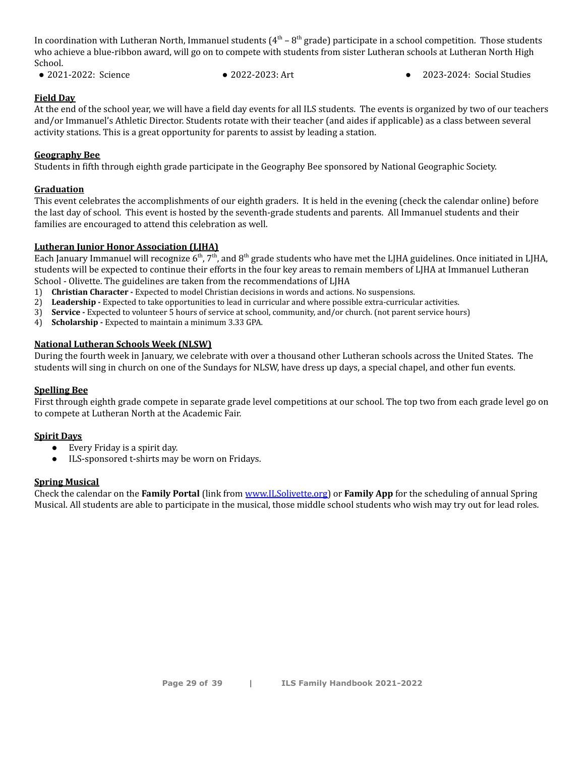In coordination with Lutheran North, Immanuel students (4th – 8th grade) participate in a school competition. Those students who achieve a blue-ribbon award, will go on to compete with students from sister Lutheran schools at Lutheran North High School.

- 2021-2022: Science
- 2022-2023: Art
- 2023-2024: Social Studies

**Field Day**

At the end of the school year, we will have a field day events for all ILS students. The events is organized by two of our teachers and/or Immanuel's Athletic Director. Students rotate with their teacher (and aides if applicable) as a class between several activity stations. This is a great opportunity for parents to assist by leading a station.

**Geography Bee**

Students in fifth through eighth grade participate in the Geography Bee sponsored by National Geographic Society.

**Graduation**

This event celebrates the accomplishments of our eighth graders. It is held in the evening (check the calendar online) before the last day of school. This event is hosted by the seventh-grade students and parents. All Immanuel students and their families are encouraged to attend this celebration as well.

**Lutheran Junior Honor Association (LJHA)**

Each January Immanuel will recognize 6th, 7th, and 8th grade students who have met the LJHA guidelines. Once initiated in LJHA, students will be expected to continue their efforts in the four key areas to remain members of LJHA at Immanuel Lutheran School - Olivette. The guidelines are taken from the recommendations of LJHA

1) **Christian Character -** Expected to model Christian decisions in words and actions. No suspensions.
2) **Leadership -** Expected to take opportunities to lead in curricular and where possible extra-curricular activities.
3) **Service -** Expected to volunteer 5 hours of service at school, community, and/or church. (not parent service hours)
4) **Scholarship -** Expected to maintain a minimum 3.33 GPA.

**National Lutheran Schools Week (NLSW)**

During the fourth week in January, we celebrate with over a thousand other Lutheran schools across the United States. The students will sing in church on one of the Sundays for NLSW, have dress up days, a special chapel, and other fun events.

**Spelling Bee**

First through eighth grade compete in separate grade level competitions at our school. The top two from each grade level go on to compete at Lutheran North at the Academic Fair.

**Spirit Days**

- Every Friday is a spirit day.
- ILS-sponsored t-shirts may be worn on Fridays.

**Spring Musical**

Check the calendar on the **Family Portal** (link from www.ILSolivette.org) or **Family App** for the scheduling of annual Spring Musical. All students are able to participate in the musical, those middle school students who wish may try out for lead roles.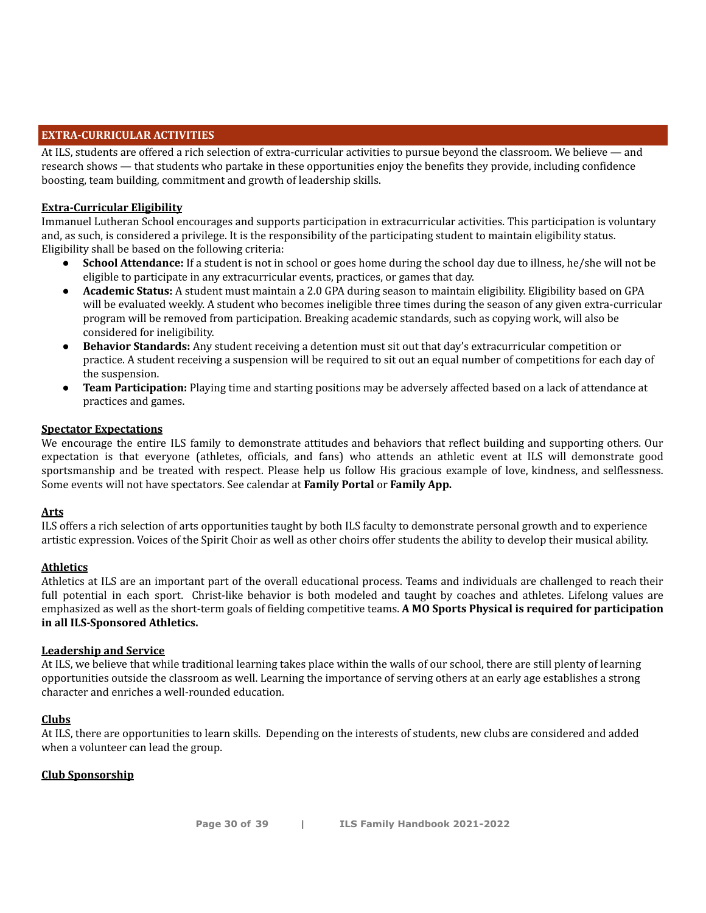## EXTRA-CURRICULAR ACTIVITIES

At ILS, students are offered a rich selection of extra-curricular activities to pursue beyond the classroom. We believe — and research shows — that students who partake in these opportunities enjoy the benefits they provide, including confidence boosting, team building, commitment and growth of leadership skills.

### Extra-Curricular Eligibility

Immanuel Lutheran School encourages and supports participation in extracurricular activities. This participation is voluntary and, as such, is considered a privilege. It is the responsibility of the participating student to maintain eligibility status. Eligibility shall be based on the following criteria:

- **School Attendance:** If a student is not in school or goes home during the school day due to illness, he/she will not be eligible to participate in any extracurricular events, practices, or games that day.
- **Academic Status:** A student must maintain a 2.0 GPA during season to maintain eligibility. Eligibility based on GPA will be evaluated weekly. A student who becomes ineligible three times during the season of any given extra-curricular program will be removed from participation. Breaking academic standards, such as copying work, will also be considered for ineligibility.
- **Behavior Standards:** Any student receiving a detention must sit out that day's extracurricular competition or practice. A student receiving a suspension will be required to sit out an equal number of competitions for each day of the suspension.
- **Team Participation:** Playing time and starting positions may be adversely affected based on a lack of attendance at practices and games.

### Spectator Expectations

We encourage the entire ILS family to demonstrate attitudes and behaviors that reflect building and supporting others. Our expectation is that everyone (athletes, officials, and fans) who attends an athletic event at ILS will demonstrate good sportsmanship and be treated with respect. Please help us follow His gracious example of love, kindness, and selflessness. Some events will not have spectators. See calendar at **Family Portal** or **Family App.**

### Arts

ILS offers a rich selection of arts opportunities taught by both ILS faculty to demonstrate personal growth and to experience artistic expression. Voices of the Spirit Choir as well as other choirs offer students the ability to develop their musical ability.

### Athletics

Athletics at ILS are an important part of the overall educational process. Teams and individuals are challenged to reach their full potential in each sport. Christ-like behavior is both modeled and taught by coaches and athletes. Lifelong values are emphasized as well as the short-term goals of fielding competitive teams. **A MO Sports Physical is required for participation in all ILS-Sponsored Athletics.**

### Leadership and Service

At ILS, we believe that while traditional learning takes place within the walls of our school, there are still plenty of learning opportunities outside the classroom as well. Learning the importance of serving others at an early age establishes a strong character and enriches a well-rounded education.

### Clubs

At ILS, there are opportunities to learn skills. Depending on the interests of students, new clubs are considered and added when a volunteer can lead the group.

### Club Sponsorship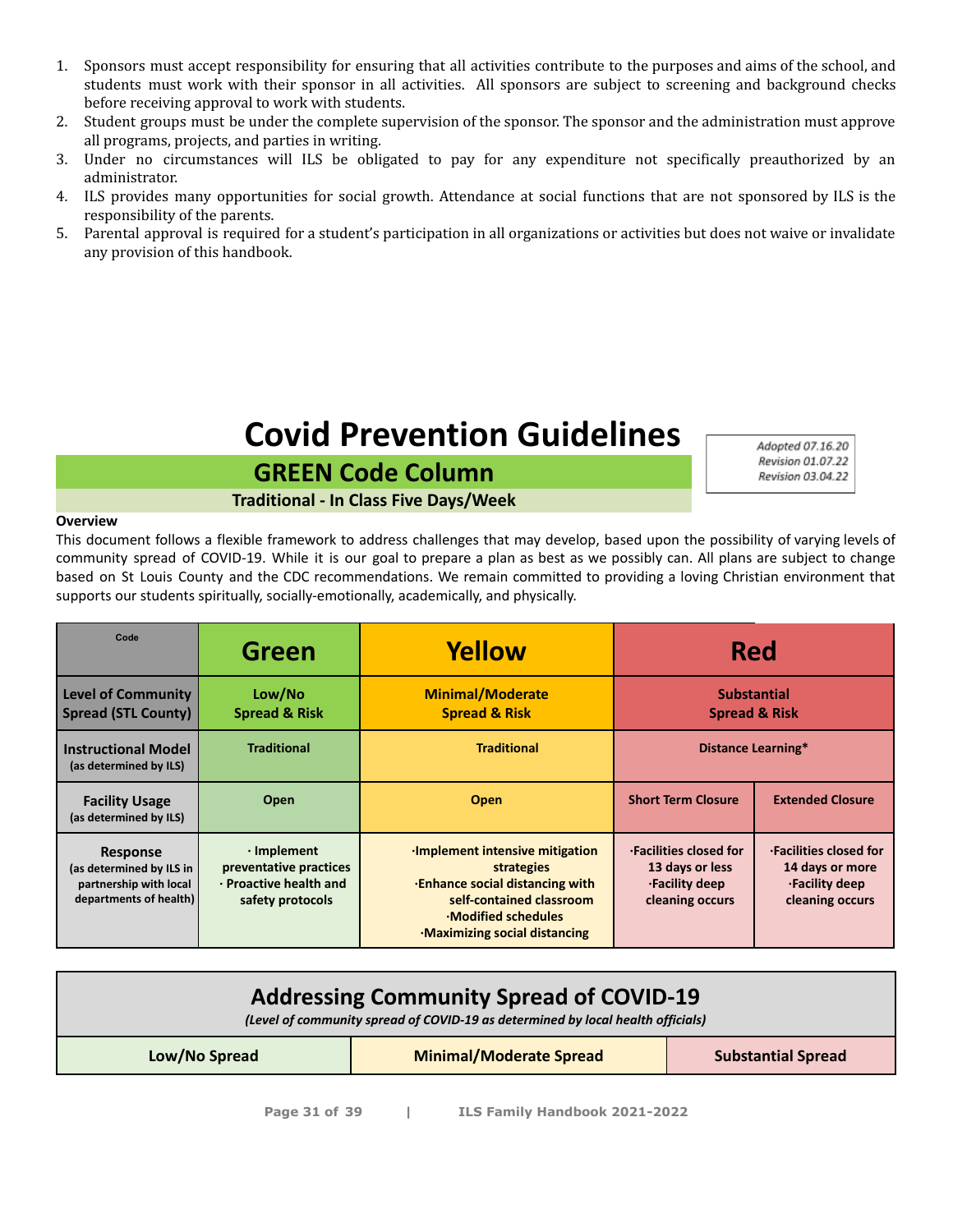1. Sponsors must accept responsibility for ensuring that all activities contribute to the purposes and aims of the school, and students must work with their sponsor in all activities. All sponsors are subject to screening and background checks before receiving approval to work with students.
2. Student groups must be under the complete supervision of the sponsor. The sponsor and the administration must approve all programs, projects, and parties in writing.
3. Under no circumstances will ILS be obligated to pay for any expenditure not specifically preauthorized by an administrator.
4. ILS provides many opportunities for social growth. Attendance at social functions that are not sponsored by ILS is the responsibility of the parents.
5. Parental approval is required for a student's participation in all organizations or activities but does not waive or invalidate any provision of this handbook.

# Covid Prevention Guidelines

*Adopted 07.16.20*
*Revision 01.07.22*
*Revision 03.04.22*

## GREEN Code Column

**Traditional - In Class Five Days/Week**

**Overview**

This document follows a flexible framework to address challenges that may develop, based upon the possibility of varying levels of community spread of COVID-19. While it is our goal to prepare a plan as best as we possibly can. All plans are subject to change based on St Louis County and the CDC recommendations. We remain committed to providing a loving Christian environment that supports our students spiritually, socially-emotionally, academically, and physically.

| Code | Green | Yellow | Red | |
|---|---|---|---|---|
| **Level of Community Spread (STL County)** | **Low/No Spread & Risk** | **Minimal/Moderate Spread & Risk** | **Substantial Spread & Risk** | |
| **Instructional Model** (as determined by ILS) | **Traditional** | **Traditional** | **Distance Learning*** | |
| **Facility Usage** (as determined by ILS) | **Open** | **Open** | **Short Term Closure** | **Extended Closure** |
| **Response** (as determined by ILS in partnership with local departments of health) | · Implement preventative practices<br>· Proactive health and safety protocols | ·Implement intensive mitigation strategies<br>·Enhance social distancing with self-contained classroom<br>·Modified schedules<br>·Maximizing social distancing | ·Facilities closed for 13 days or less<br>·Facility deep cleaning occurs | ·Facilities closed for 14 days or more<br>·Facility deep cleaning occurs |

## Addressing Community Spread of COVID-19

*(Level of community spread of COVID-19 as determined by local health officials)*

| Low/No Spread | Minimal/Moderate Spread | Substantial Spread |
|---|---|---|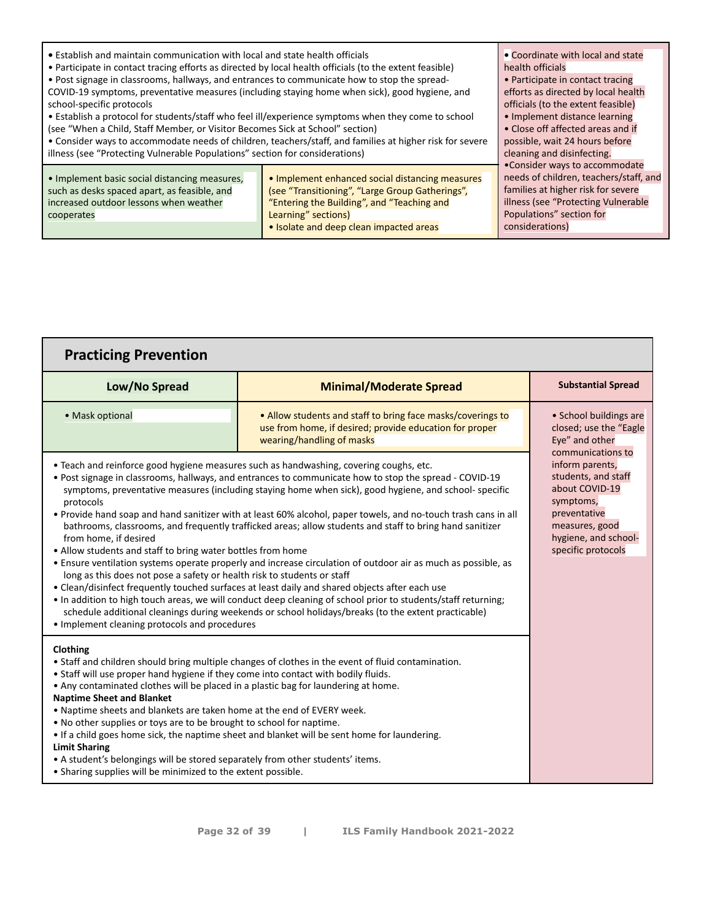| | | |
|---|---|---|
| • Establish and maintain communication with local and state health officials<br>• Participate in contact tracing efforts as directed by local health officials (to the extent feasible)<br>• Post signage in classrooms, hallways, and entrances to communicate how to stop the spread- COVID-19 symptoms, preventative measures (including staying home when sick), good hygiene, and school-specific protocols<br>• Establish a protocol for students/staff who feel ill/experience symptoms when they come to school (see "When a Child, Staff Member, or Visitor Becomes Sick at School" section)<br>• Consider ways to accommodate needs of children, teachers/staff, and families at higher risk for severe illness (see "Protecting Vulnerable Populations" section for considerations) | | • Coordinate with local and state health officials<br>• Participate in contact tracing efforts as directed by local health officials (to the extent feasible)<br>• Implement distance learning<br>• Close off affected areas and if possible, wait 24 hours before cleaning and disinfecting.<br>•Consider ways to accommodate needs of children, teachers/staff, and families at higher risk for severe illness (see "Protecting Vulnerable Populations" section for considerations) |
| • Implement basic social distancing measures, such as desks spaced apart, as feasible, and increased outdoor lessons when weather cooperates | • Implement enhanced social distancing measures (see "Transitioning", "Large Group Gatherings", "Entering the Building", and "Teaching and Learning" sections)<br>• Isolate and deep clean impacted areas | |

## Practicing Prevention

| Low/No Spread | Minimal/Moderate Spread | Substantial Spread |
|---|---|---|
| • Mask optional | • Allow students and staff to bring face masks/coverings to use from home, if desired; provide education for proper wearing/handling of masks | • School buildings are closed; use the "Eagle Eye" and other communications to inform parents, students, and staff about COVID-19 symptoms, preventative measures, good hygiene, and school-specific protocols |
| • Teach and reinforce good hygiene measures such as handwashing, covering coughs, etc.<br>• Post signage in classrooms, hallways, and entrances to communicate how to stop the spread - COVID-19 symptoms, preventative measures (including staying home when sick), good hygiene, and school- specific protocols<br>• Provide hand soap and hand sanitizer with at least 60% alcohol, paper towels, and no-touch trash cans in all bathrooms, classrooms, and frequently trafficked areas; allow students and staff to bring hand sanitizer from home, if desired<br>• Allow students and staff to bring water bottles from home<br>• Ensure ventilation systems operate properly and increase circulation of outdoor air as much as possible, as long as this does not pose a safety or health risk to students or staff<br>• Clean/disinfect frequently touched surfaces at least daily and shared objects after each use<br>• In addition to high touch areas, we will conduct deep cleaning of school prior to students/staff returning; schedule additional cleanings during weekends or school holidays/breaks (to the extent practicable)<br>• Implement cleaning protocols and procedures | | |
| **Clothing**<br>• Staff and children should bring multiple changes of clothes in the event of fluid contamination.<br>• Staff will use proper hand hygiene if they come into contact with bodily fluids.<br>• Any contaminated clothes will be placed in a plastic bag for laundering at home.<br>**Naptime Sheet and Blanket**<br>• Naptime sheets and blankets are taken home at the end of EVERY week.<br>• No other supplies or toys are to be brought to school for naptime.<br>• If a child goes home sick, the naptime sheet and blanket will be sent home for laundering.<br>**Limit Sharing**<br>• A student's belongings will be stored separately from other students' items.<br>• Sharing supplies will be minimized to the extent possible. | | |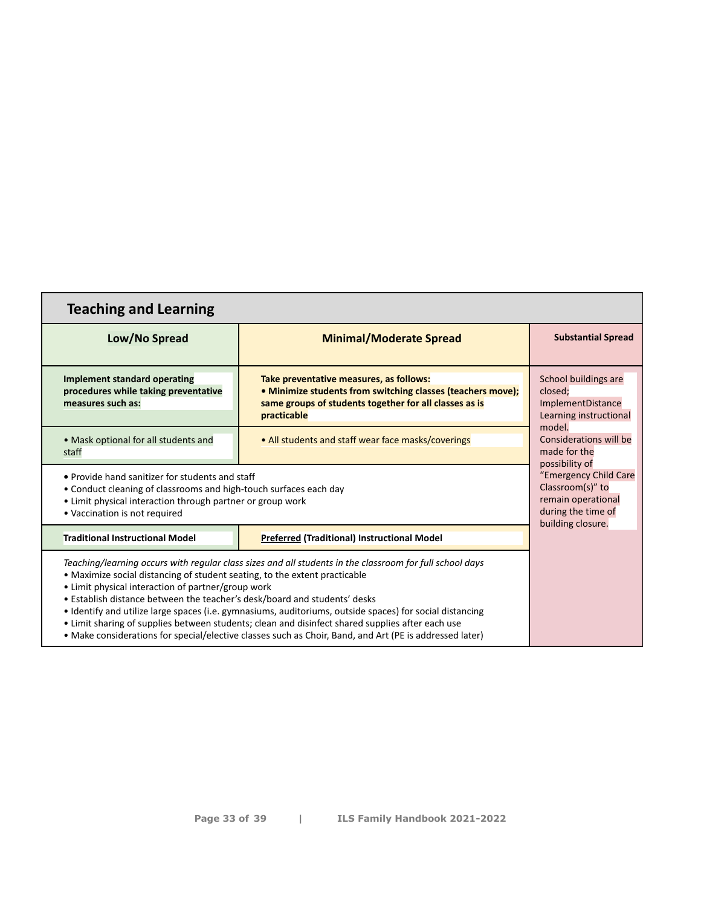## Teaching and Learning

| Low/No Spread | Minimal/Moderate Spread | Substantial Spread |
|---|---|---|
| **Implement standard operating procedures while taking preventative measures such as:** | **Take preventative measures, as follows:**<br>**• Minimize students from switching classes (teachers move); same groups of students together for all classes as is practicable** | School buildings are closed; ImplementDistance Learning instructional model. Considerations will be made for the possibility of "Emergency Child Care Classroom(s)" to remain operational during the time of building closure. |
| • Mask optional for all students and staff | • All students and staff wear face masks/coverings | |
| • Provide hand sanitizer for students and staff<br>• Conduct cleaning of classrooms and high-touch surfaces each day<br>• Limit physical interaction through partner or group work<br>• Vaccination is not required | | |
| **Traditional Instructional Model** | **<u>Preferred</u> (Traditional) Instructional Model** | |
| *Teaching/learning occurs with regular class sizes and all students in the classroom for full school days*<br>• Maximize social distancing of student seating, to the extent practicable<br>• Limit physical interaction of partner/group work<br>• Establish distance between the teacher's desk/board and students' desks<br>• Identify and utilize large spaces (i.e. gymnasiums, auditoriums, outside spaces) for social distancing<br>• Limit sharing of supplies between students; clean and disinfect shared supplies after each use<br>• Make considerations for special/elective classes such as Choir, Band, and Art (PE is addressed later) | | |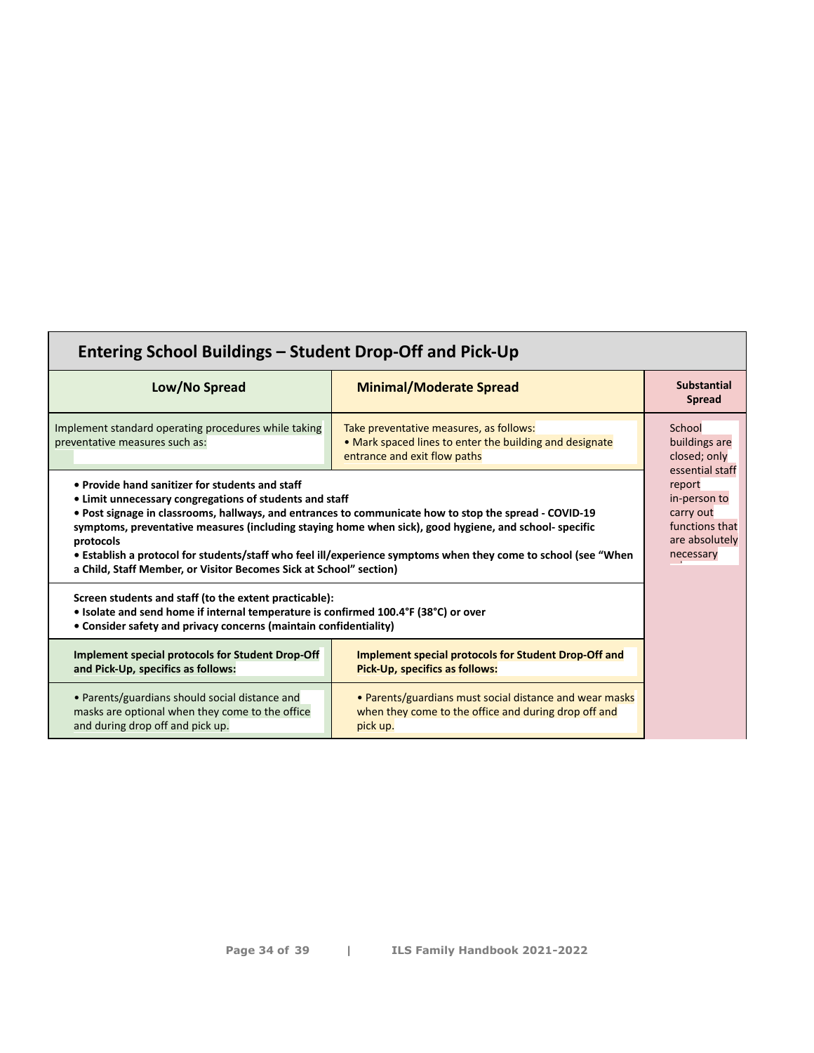## Entering School Buildings – Student Drop-Off and Pick-Up

| Low/No Spread | Minimal/Moderate Spread | Substantial Spread |
|---|---|---|
| Implement standard operating procedures while taking preventative measures such as: | Take preventative measures, as follows:<br>• Mark spaced lines to enter the building and designate entrance and exit flow paths | School buildings are closed; only essential staff report in-person to carry out functions that are absolutely necessary |
| **• Provide hand sanitizer for students and staff**<br>**• Limit unnecessary congregations of students and staff**<br>**• Post signage in classrooms, hallways, and entrances to communicate how to stop the spread - COVID-19 symptoms, preventative measures (including staying home when sick), good hygiene, and school- specific protocols**<br>**• Establish a protocol for students/staff who feel ill/experience symptoms when they come to school (see "When a Child, Staff Member, or Visitor Becomes Sick at School" section)** | | |
| **Screen students and staff (to the extent practicable):**<br>**• Isolate and send home if internal temperature is confirmed 100.4°F (38°C) or over**<br>**• Consider safety and privacy concerns (maintain confidentiality)** | | |
| **Implement special protocols for Student Drop-Off and Pick-Up, specifics as follows:** | **Implement special protocols for Student Drop-Off and Pick-Up, specifics as follows:** | |
| • Parents/guardians should social distance and masks are optional when they come to the office and during drop off and pick up. | • Parents/guardians must social distance and wear masks when they come to the office and during drop off and pick up. | |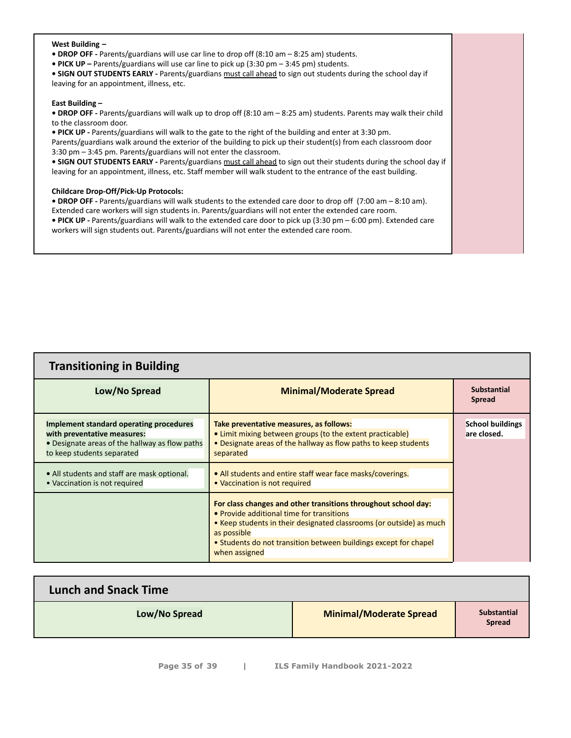**West Building –**

- **DROP OFF -** Parents/guardians will use car line to drop off (8:10 am – 8:25 am) students.
- **PICK UP –** Parents/guardians will use car line to pick up (3:30 pm – 3:45 pm) students.
- **SIGN OUT STUDENTS EARLY -** Parents/guardians must call ahead to sign out students during the school day if leaving for an appointment, illness, etc.

**East Building –**

- **DROP OFF -** Parents/guardians will walk up to drop off (8:10 am – 8:25 am) students. Parents may walk their child to the classroom door.
- **PICK UP -** Parents/guardians will walk to the gate to the right of the building and enter at 3:30 pm. Parents/guardians walk around the exterior of the building to pick up their student(s) from each classroom door 3:30 pm – 3:45 pm. Parents/guardians will not enter the classroom.
- **SIGN OUT STUDENTS EARLY -** Parents/guardians must call ahead to sign out their students during the school day if leaving for an appointment, illness, etc. Staff member will walk student to the entrance of the east building.

**Childcare Drop-Off/Pick-Up Protocols:**

- **DROP OFF -** Parents/guardians will walk students to the extended care door to drop off (7:00 am – 8:10 am). Extended care workers will sign students in. Parents/guardians will not enter the extended care room.
- **PICK UP -** Parents/guardians will walk to the extended care door to pick up (3:30 pm – 6:00 pm). Extended care workers will sign students out. Parents/guardians will not enter the extended care room.

## Transitioning in Building

| Low/No Spread | Minimal/Moderate Spread | Substantial Spread |
|---|---|---|
| **Implement standard operating procedures with preventative measures:**<br>• Designate areas of the hallway as flow paths to keep students separated | **Take preventative measures, as follows:**<br>• Limit mixing between groups (to the extent practicable)<br>• Designate areas of the hallway as flow paths to keep students separated | **School buildings are closed.** |
| • All students and staff are mask optional.<br>• Vaccination is not required | • All students and entire staff wear face masks/coverings.<br>• Vaccination is not required | |
| | **For class changes and other transitions throughout school day:**<br>• Provide additional time for transitions<br>• Keep students in their designated classrooms (or outside) as much as possible<br>• Students do not transition between buildings except for chapel when assigned | |

## Lunch and Snack Time

| Low/No Spread | Minimal/Moderate Spread | Substantial Spread |
|---|---|---|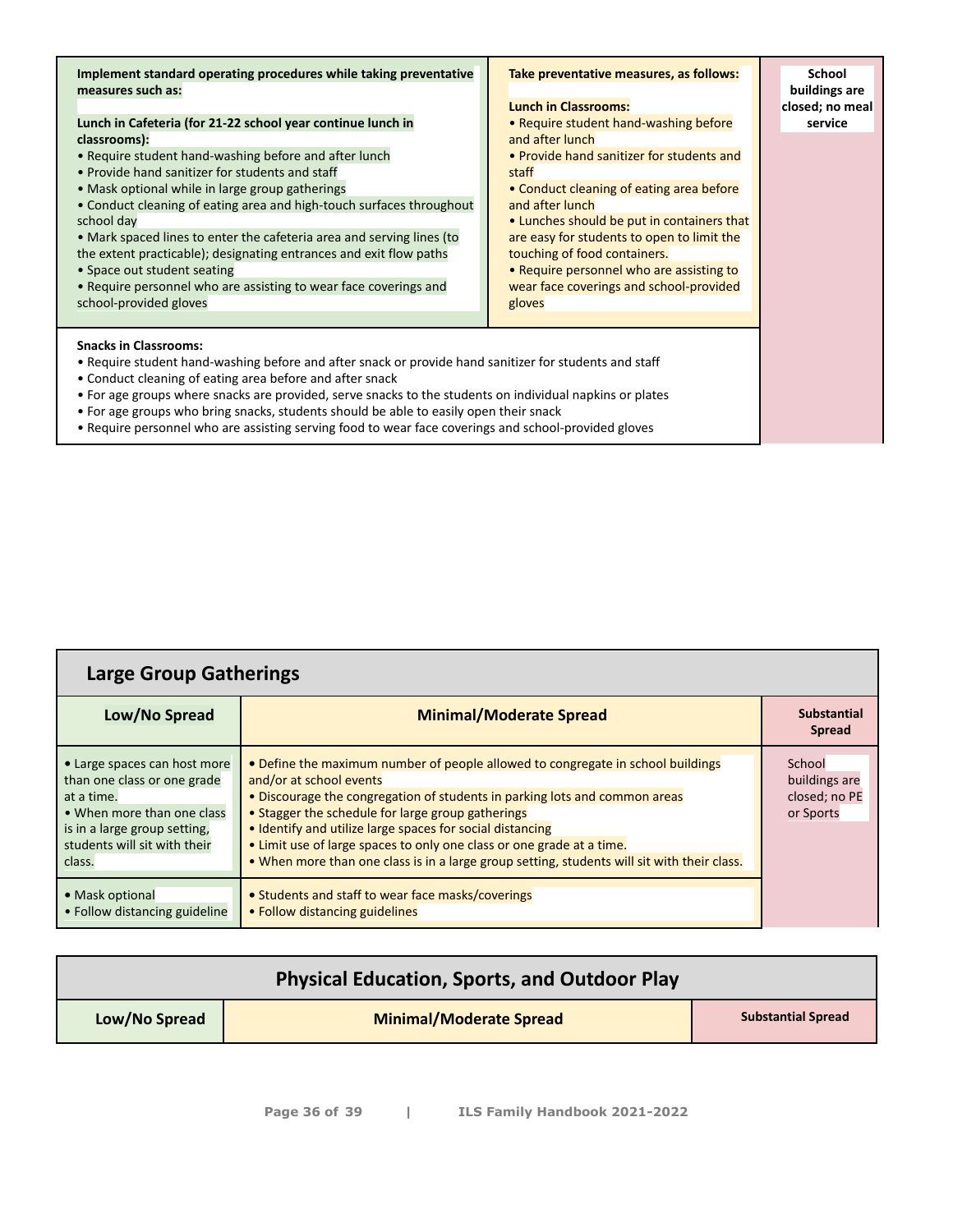| | | |
|---|---|---|
| **Implement standard operating procedures while taking preventative measures such as:**<br><br>**Lunch in Cafeteria (for 21-22 school year continue lunch in classrooms):**<br>• Require student hand-washing before and after lunch<br>• Provide hand sanitizer for students and staff<br>• Mask optional while in large group gatherings<br>• Conduct cleaning of eating area and high-touch surfaces throughout school day<br>• Mark spaced lines to enter the cafeteria area and serving lines (to the extent practicable); designating entrances and exit flow paths<br>• Space out student seating<br>• Require personnel who are assisting to wear face coverings and school-provided gloves | **Take preventative measures, as follows:**<br><br>**Lunch in Classrooms:**<br>• Require student hand-washing before and after lunch<br>• Provide hand sanitizer for students and staff<br>• Conduct cleaning of eating area before and after lunch<br>• Lunches should be put in containers that are easy for students to open to limit the touching of food containers.<br>• Require personnel who are assisting to wear face coverings and school-provided gloves | **School buildings are closed; no meal service** |
| **Snacks in Classrooms:**<br>• Require student hand-washing before and after snack or provide hand sanitizer for students and staff<br>• Conduct cleaning of eating area before and after snack<br>• For age groups where snacks are provided, serve snacks to the students on individual napkins or plates<br>• For age groups who bring snacks, students should be able to easily open their snack<br>• Require personnel who are assisting serving food to wear face coverings and school-provided gloves | | |

## Large Group Gatherings

| Low/No Spread | Minimal/Moderate Spread | Substantial Spread |
|---|---|---|
| • Large spaces can host more than one class or one grade at a time.<br>• When more than one class is in a large group setting, students will sit with their class. | • Define the maximum number of people allowed to congregate in school buildings and/or at school events<br>• Discourage the congregation of students in parking lots and common areas<br>• Stagger the schedule for large group gatherings<br>• Identify and utilize large spaces for social distancing<br>• Limit use of large spaces to only one class or one grade at a time.<br>• When more than one class is in a large group setting, students will sit with their class. | School buildings are closed; no PE or Sports |
| • Mask optional<br>• Follow distancing guideline | • Students and staff to wear face masks/coverings<br>• Follow distancing guidelines | |

## Physical Education, Sports, and Outdoor Play

| Low/No Spread | Minimal/Moderate Spread | Substantial Spread |
|---|---|---|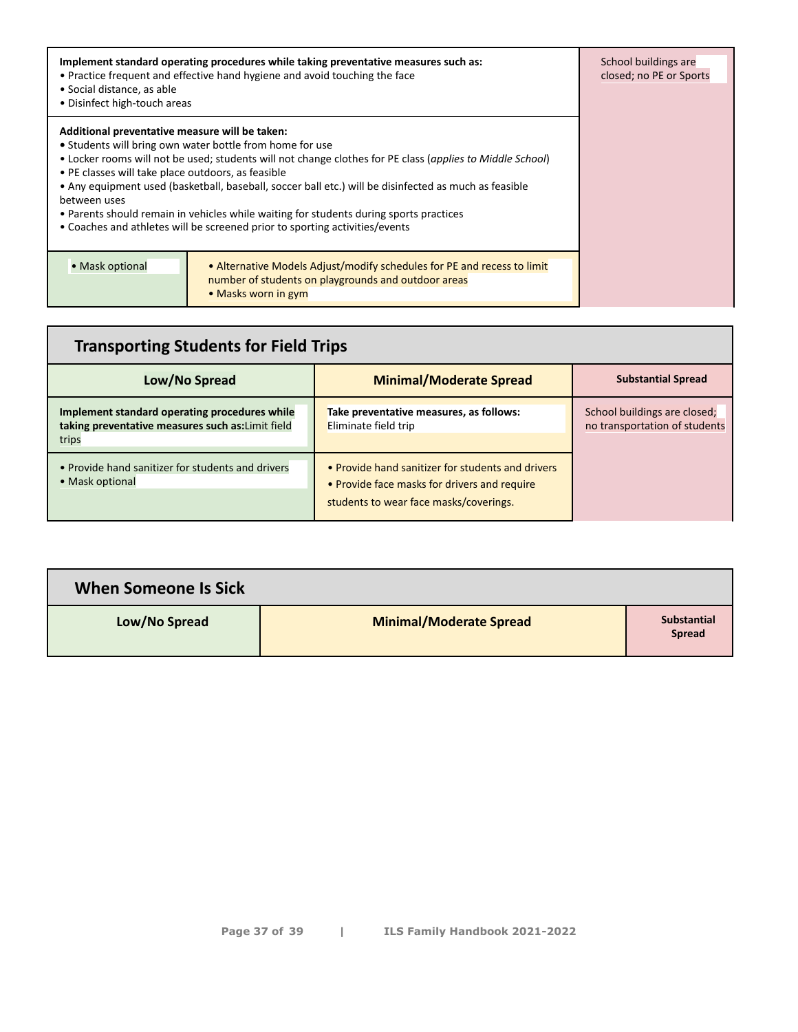| | | |
|---|---|---|
| **Implement standard operating procedures while taking preventative measures such as:**<br>• Practice frequent and effective hand hygiene and avoid touching the face<br>• Social distance, as able<br>• Disinfect high-touch areas<br><br>**Additional preventative measure will be taken:**<br>• Students will bring own water bottle from home for use<br>• Locker rooms will not be used; students will not change clothes for PE class (*applies to Middle School*)<br>• PE classes will take place outdoors, as feasible<br>• Any equipment used (basketball, baseball, soccer ball etc.) will be disinfected as much as feasible between uses<br>• Parents should remain in vehicles while waiting for students during sports practices<br>• Coaches and athletes will be screened prior to sporting activities/events | | School buildings are closed; no PE or Sports |
| • Mask optional | • Alternative Models Adjust/modify schedules for PE and recess to limit number of students on playgrounds and outdoor areas<br>• Masks worn in gym | |

## Transporting Students for Field Trips

| Low/No Spread | Minimal/Moderate Spread | Substantial Spread |
|---|---|---|
| **Implement standard operating procedures while taking preventative measures such as:** Limit field trips | **Take preventative measures, as follows:**<br>Eliminate field trip | School buildings are closed; no transportation of students |
| • Provide hand sanitizer for students and drivers<br>• Mask optional | • Provide hand sanitizer for students and drivers<br>• Provide face masks for drivers and require students to wear face masks/coverings. | |

## When Someone Is Sick

| Low/No Spread | Minimal/Moderate Spread | Substantial Spread |
|---|---|---|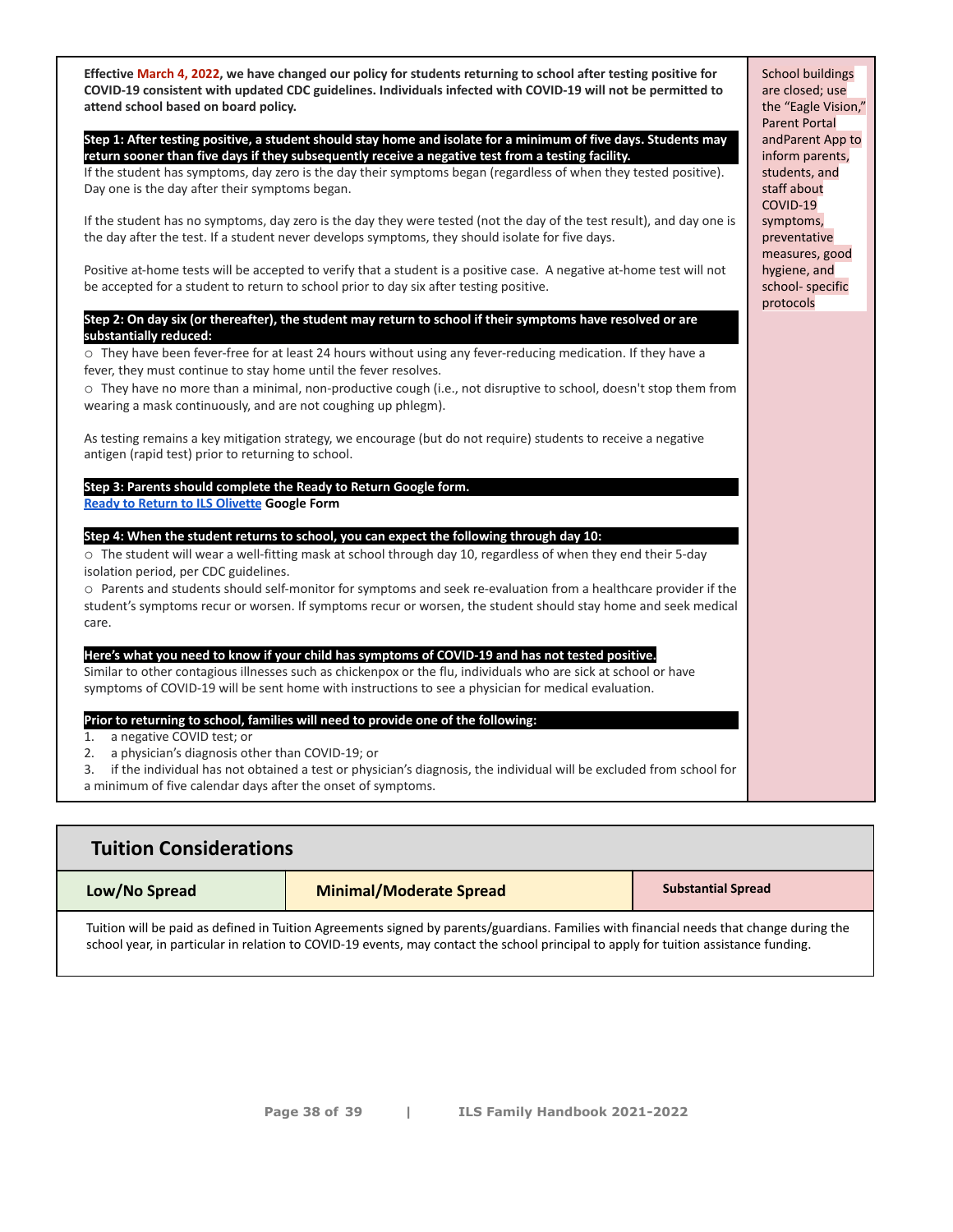**Effective March 4, 2022, we have changed our policy for students returning to school after testing positive for COVID-19 consistent with updated CDC guidelines. Individuals infected with COVID-19 will not be permitted to attend school based on board policy.**

**Step 1: After testing positive, a student should stay home and isolate for a minimum of five days. Students may return sooner than five days if they subsequently receive a negative test from a testing facility.**

If the student has symptoms, day zero is the day their symptoms began (regardless of when they tested positive). Day one is the day after their symptoms began.

If the student has no symptoms, day zero is the day they were tested (not the day of the test result), and day one is the day after the test. If a student never develops symptoms, they should isolate for five days.

Positive at-home tests will be accepted to verify that a student is a positive case. A negative at-home test will not be accepted for a student to return to school prior to day six after testing positive.

**Step 2: On day six (or thereafter), the student may return to school if their symptoms have resolved or are substantially reduced:**

- They have been fever-free for at least 24 hours without using any fever-reducing medication. If they have a fever, they must continue to stay home until the fever resolves.
- They have no more than a minimal, non-productive cough (i.e., not disruptive to school, doesn't stop them from wearing a mask continuously, and are not coughing up phlegm).

As testing remains a key mitigation strategy, we encourage (but do not require) students to receive a negative antigen (rapid test) prior to returning to school.

**Step 3: Parents should complete the Ready to Return Google form.**

Ready to Return to ILS Olivette **Google Form**

**Step 4: When the student returns to school, you can expect the following through day 10:**

- The student will wear a well-fitting mask at school through day 10, regardless of when they end their 5-day isolation period, per CDC guidelines.
- Parents and students should self-monitor for symptoms and seek re-evaluation from a healthcare provider if the student's symptoms recur or worsen. If symptoms recur or worsen, the student should stay home and seek medical care.

**Here's what you need to know if your child has symptoms of COVID-19 and has not tested positive.**

Similar to other contagious illnesses such as chickenpox or the flu, individuals who are sick at school or have symptoms of COVID-19 will be sent home with instructions to see a physician for medical evaluation.

**Prior to returning to school, families will need to provide one of the following:**

1. a negative COVID test; or
2. a physician's diagnosis other than COVID-19; or
3. if the individual has not obtained a test or physician's diagnosis, the individual will be excluded from school for a minimum of five calendar days after the onset of symptoms.

School buildings are closed; use the "Eagle Vision," Parent Portal andParent App to inform parents, students, and staff about COVID-19 symptoms, preventative measures, good hygiene, and school- specific protocols

## Tuition Considerations

| Low/No Spread | Minimal/Moderate Spread | Substantial Spread |
|---|---|---|
| Tuition will be paid as defined in Tuition Agreements signed by parents/guardians. Families with financial needs that change during the school year, in particular in relation to COVID-19 events, may contact the school principal to apply for tuition assistance funding. | | |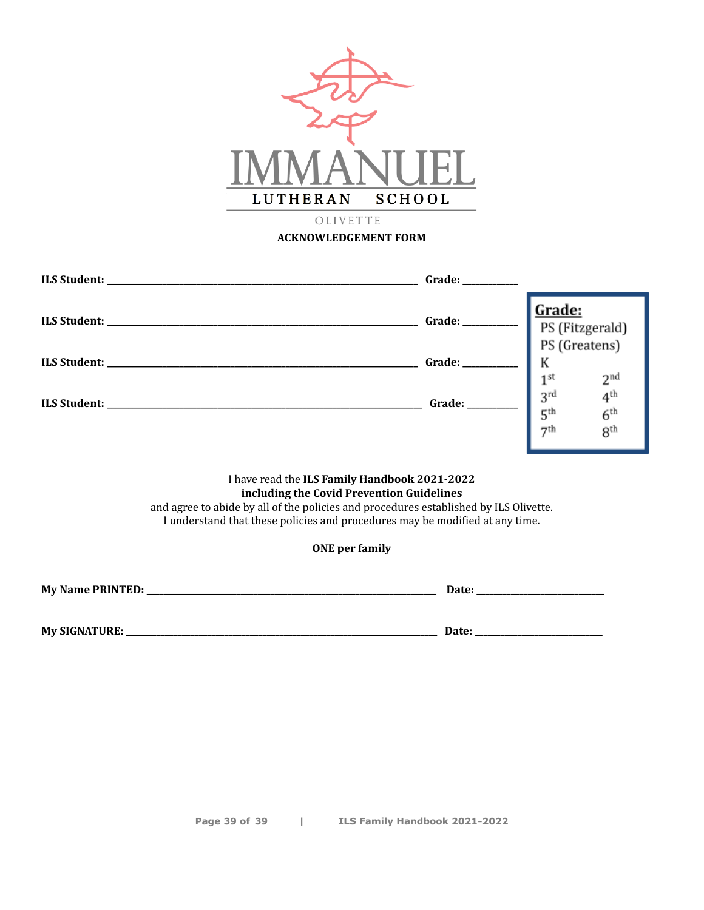IMMANUEL

LUTHERAN SCHOOL

OLIVETTE

**ACKNOWLEDGEMENT FORM**

**ILS Student:** \_\_\_\_\_\_\_\_\_\_\_\_\_\_\_\_\_\_\_\_\_\_\_\_\_\_\_\_\_\_\_\_\_\_\_\_\_\_\_\_ **Grade:** \_\_\_\_\_\_\_\_\_\_

**ILS Student:** \_\_\_\_\_\_\_\_\_\_\_\_\_\_\_\_\_\_\_\_\_\_\_\_\_\_\_\_\_\_\_\_\_\_\_\_\_\_\_\_ **Grade:** \_\_\_\_\_\_\_\_\_\_

**ILS Student:** \_\_\_\_\_\_\_\_\_\_\_\_\_\_\_\_\_\_\_\_\_\_\_\_\_\_\_\_\_\_\_\_\_\_\_\_\_\_\_\_ **Grade:** \_\_\_\_\_\_\_\_\_\_

**ILS Student:** \_\_\_\_\_\_\_\_\_\_\_\_\_\_\_\_\_\_\_\_\_\_\_\_\_\_\_\_\_\_\_\_\_\_\_\_\_\_\_\_ **Grade:** \_\_\_\_\_\_\_\_\_\_

**Grade:**
- PS (Fitzgerald)
- PS (Greatens)
- K
- 1st
- 2nd
- 3rd
- 4th
- 5th
- 6th
- 7th
- 8th

I have read the **ILS Family Handbook 2021-2022**
**including the Covid Prevention Guidelines**
and agree to abide by all of the policies and procedures established by ILS Olivette.
I understand that these policies and procedures may be modified at any time.

**ONE per family**

**My Name PRINTED:** \_\_\_\_\_\_\_\_\_\_\_\_\_\_\_\_\_\_\_\_\_\_\_\_\_\_\_\_\_\_\_\_\_\_\_\_\_\_ **Date:** \_\_\_\_\_\_\_\_\_\_\_\_\_\_\_\_\_\_

**My SIGNATURE:** \_\_\_\_\_\_\_\_\_\_\_\_\_\_\_\_\_\_\_\_\_\_\_\_\_\_\_\_\_\_\_\_\_\_\_\_\_\_\_\_ **Date:** \_\_\_\_\_\_\_\_\_\_\_\_\_\_\_\_\_\_